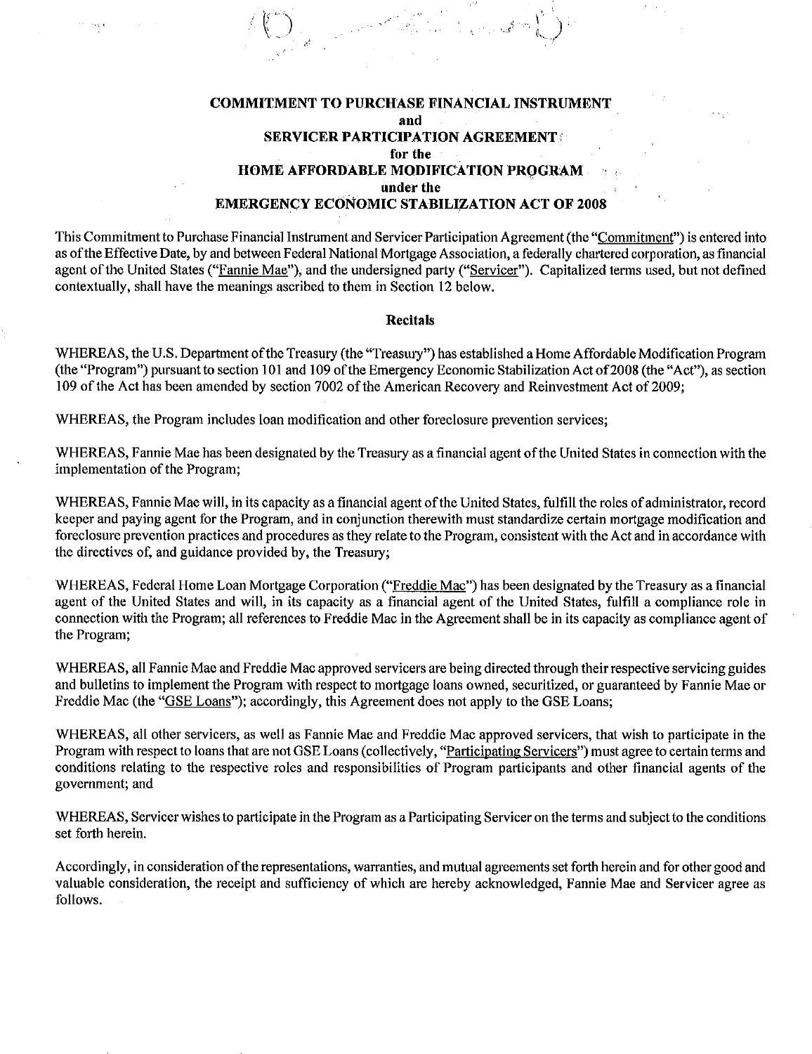**COMMITMENT TO PURCHASE FINANCIAL INSTRUMENT**
**and**
**SERVICER PARTICIPATION AGREEMENT**
**for the**
**HOME AFFORDABLE MODIFICATION PROGRAM**
**under the**
**EMERGENCY ECONOMIC STABILIZATION ACT OF 2008**

This Commitment to Purchase Financial Instrument and Servicer Participation Agreement (the "Commitment") is entered into as of the Effective Date, by and between Federal National Mortgage Association, a federally chartered corporation, as financial agent of the United States ("Fannie Mae"), and the undersigned party ("Servicer"). Capitalized terms used, but not defined contextually, shall have the meanings ascribed to them in Section 12 below.

**Recitals**

WHEREAS, the U.S. Department of the Treasury (the "Treasury") has established a Home Affordable Modification Program (the "Program") pursuant to section 101 and 109 of the Emergency Economic Stabilization Act of 2008 (the "Act"), as section 109 of the Act has been amended by section 7002 of the American Recovery and Reinvestment Act of 2009;

WHEREAS, the Program includes loan modification and other foreclosure prevention services;

WHEREAS, Fannie Mae has been designated by the Treasury as a financial agent of the United States in connection with the implementation of the Program;

WHEREAS, Fannie Mae will, in its capacity as a financial agent of the United States, fulfill the roles of administrator, record keeper and paying agent for the Program, and in conjunction therewith must standardize certain mortgage modification and foreclosure prevention practices and procedures as they relate to the Program, consistent with the Act and in accordance with the directives of, and guidance provided by, the Treasury;

WHEREAS, Federal Home Loan Mortgage Corporation ("Freddie Mac") has been designated by the Treasury as a financial agent of the United States and will, in its capacity as a financial agent of the United States, fulfill a compliance role in connection with the Program; all references to Freddie Mac in the Agreement shall be in its capacity as compliance agent of the Program;

WHEREAS, all Fannie Mae and Freddie Mac approved servicers are being directed through their respective servicing guides and bulletins to implement the Program with respect to mortgage loans owned, securitized, or guaranteed by Fannie Mae or Freddie Mac (the "GSE Loans"); accordingly, this Agreement does not apply to the GSE Loans;

WHEREAS, all other servicers, as well as Fannie Mae and Freddie Mac approved servicers, that wish to participate in the Program with respect to loans that are not GSE Loans (collectively, "Participating Servicers") must agree to certain terms and conditions relating to the respective roles and responsibilities of Program participants and other financial agents of the government; and

WHEREAS, Servicer wishes to participate in the Program as a Participating Servicer on the terms and subject to the conditions set forth herein.

Accordingly, in consideration of the representations, warranties, and mutual agreements set forth herein and for other good and valuable consideration, the receipt and sufficiency of which are hereby acknowledged, Fannie Mae and Servicer agree as follows.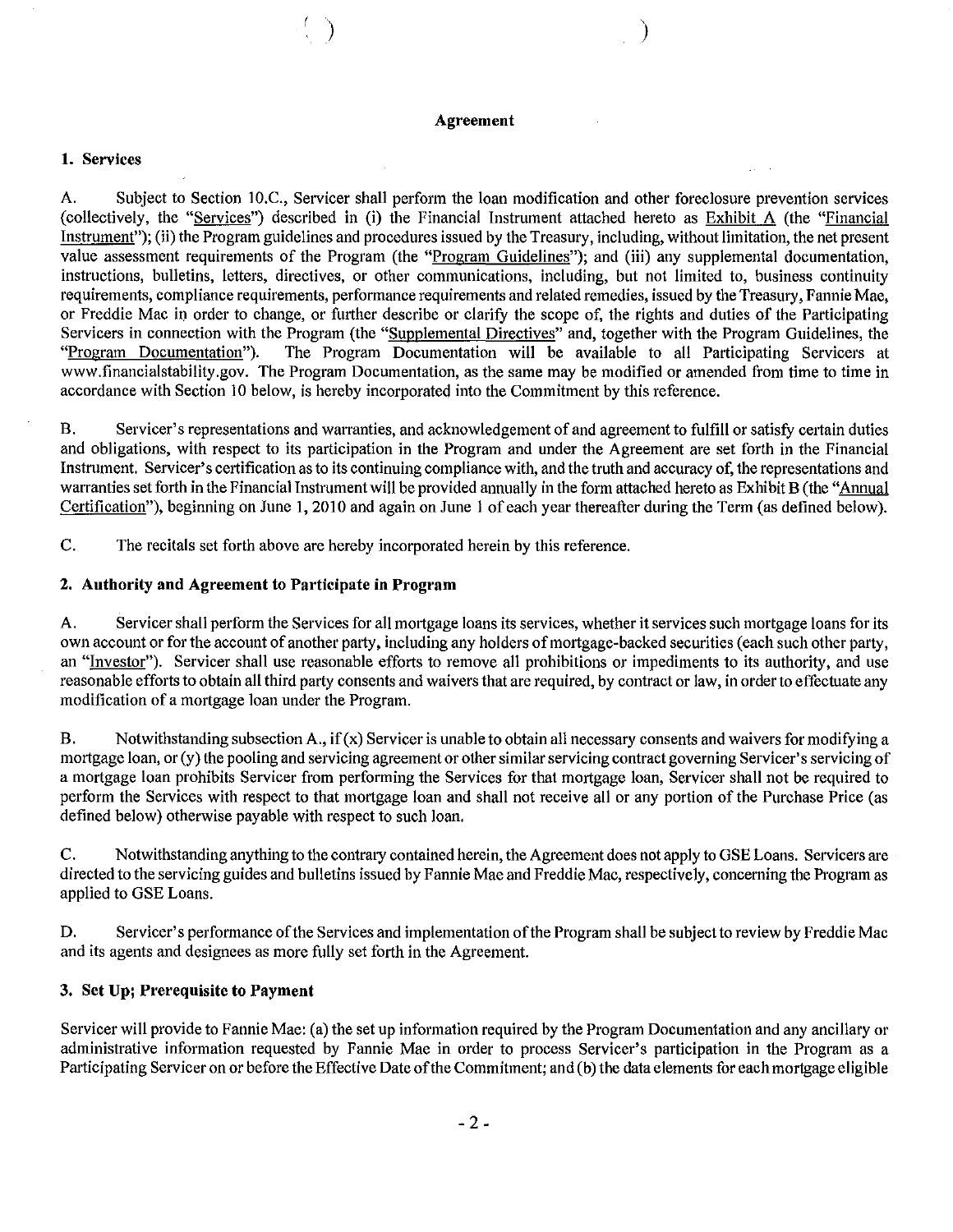## Agreement

### 1. Services

A. Subject to Section 10.C., Servicer shall perform the loan modification and other foreclosure prevention services (collectively, the "Services") described in (i) the Financial Instrument attached hereto as Exhibit A (the "Financial Instrument"); (ii) the Program guidelines and procedures issued by the Treasury, including, without limitation, the net present value assessment requirements of the Program (the "Program Guidelines"); and (iii) any supplemental documentation, instructions, bulletins, letters, directives, or other communications, including, but not limited to, business continuity requirements, compliance requirements, performance requirements and related remedies, issued by the Treasury, Fannie Mae, or Freddie Mac in order to change, or further describe or clarify the scope of, the rights and duties of the Participating Servicers in connection with the Program (the "Supplemental Directives" and, together with the Program Guidelines, the "Program Documentation"). The Program Documentation will be available to all Participating Servicers at www.financialstability.gov. The Program Documentation, as the same may be modified or amended from time to time in accordance with Section 10 below, is hereby incorporated into the Commitment by this reference.

B. Servicer's representations and warranties, and acknowledgement of and agreement to fulfill or satisfy certain duties and obligations, with respect to its participation in the Program and under the Agreement are set forth in the Financial Instrument. Servicer's certification as to its continuing compliance with, and the truth and accuracy of, the representations and warranties set forth in the Financial Instrument will be provided annually in the form attached hereto as Exhibit B (the "Annual Certification"), beginning on June 1, 2010 and again on June 1 of each year thereafter during the Term (as defined below).

C. The recitals set forth above are hereby incorporated herein by this reference.

### 2. Authority and Agreement to Participate in Program

A. Servicer shall perform the Services for all mortgage loans its services, whether it services such mortgage loans for its own account or for the account of another party, including any holders of mortgage-backed securities (each such other party, an "Investor"). Servicer shall use reasonable efforts to remove all prohibitions or impediments to its authority, and use reasonable efforts to obtain all third party consents and waivers that are required, by contract or law, in order to effectuate any modification of a mortgage loan under the Program.

B. Notwithstanding subsection A., if (x) Servicer is unable to obtain all necessary consents and waivers for modifying a mortgage loan, or (y) the pooling and servicing agreement or other similar servicing contract governing Servicer's servicing of a mortgage loan prohibits Servicer from performing the Services for that mortgage loan, Servicer shall not be required to perform the Services with respect to that mortgage loan and shall not receive all or any portion of the Purchase Price (as defined below) otherwise payable with respect to such loan.

C. Notwithstanding anything to the contrary contained herein, the Agreement does not apply to GSE Loans. Servicers are directed to the servicing guides and bulletins issued by Fannie Mae and Freddie Mac, respectively, concerning the Program as applied to GSE Loans.

D. Servicer's performance of the Services and implementation of the Program shall be subject to review by Freddie Mac and its agents and designees as more fully set forth in the Agreement.

### 3. Set Up; Prerequisite to Payment

Servicer will provide to Fannie Mae: (a) the set up information required by the Program Documentation and any ancillary or administrative information requested by Fannie Mae in order to process Servicer's participation in the Program as a Participating Servicer on or before the Effective Date of the Commitment; and (b) the data elements for each mortgage eligible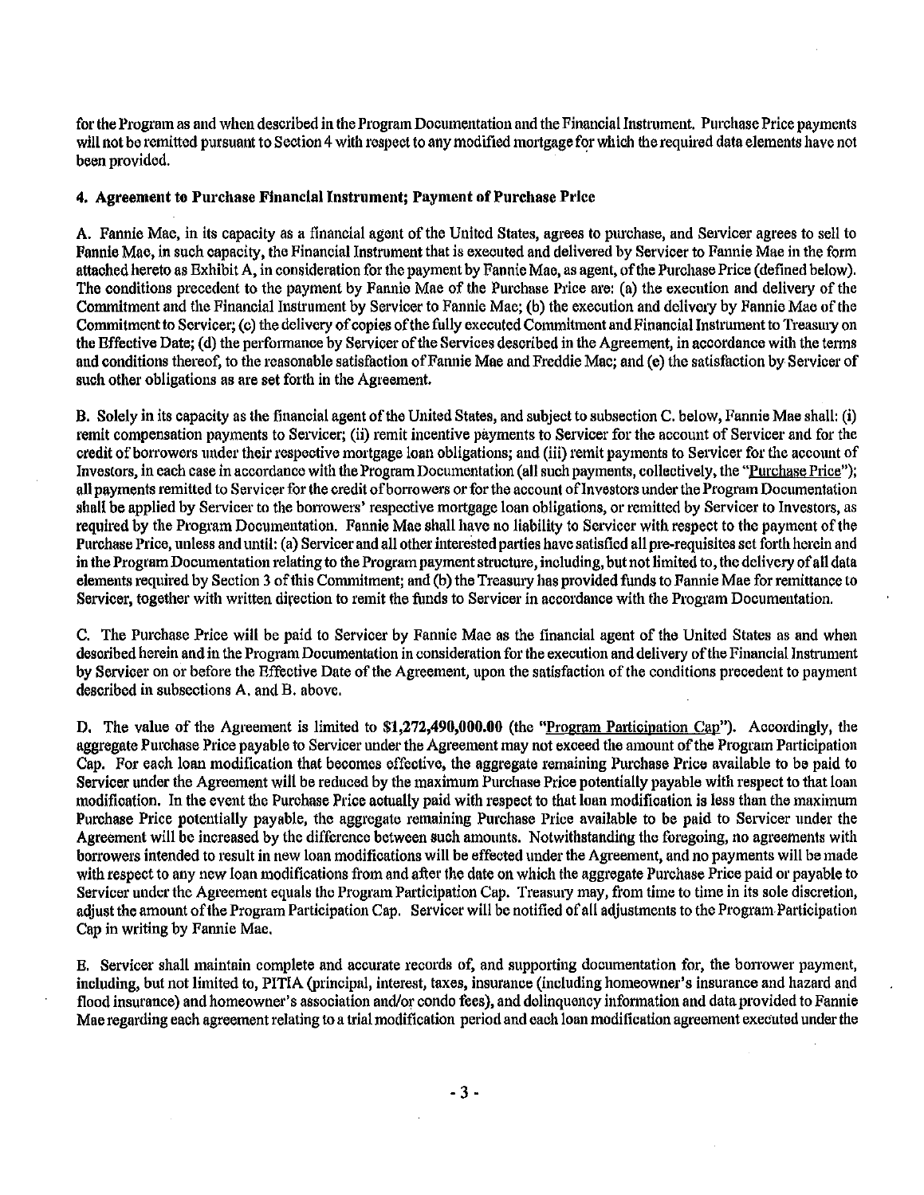for the Program as and when described in the Program Documentation and the Financial Instrument. Purchase Price payments will not be remitted pursuant to Section 4 with respect to any modified mortgage for which the required data elements have not been provided.

**4. Agreement to Purchase Financial Instrument; Payment of Purchase Price**

A. Fannie Mae, in its capacity as a financial agent of the United States, agrees to purchase, and Servicer agrees to sell to Fannie Mae, in such capacity, the Financial Instrument that is executed and delivered by Servicer to Fannie Mae in the form attached hereto as Exhibit A, in consideration for the payment by Fannie Mae, as agent, of the Purchase Price (defined below). The conditions precedent to the payment by Fannie Mae of the Purchase Price are: (a) the execution and delivery of the Commitment and the Financial Instrument by Servicer to Fannie Mae; (b) the execution and delivery by Fannie Mae of the Commitment to Servicer; (c) the delivery of copies of the fully executed Commitment and Financial Instrument to Treasury on the Effective Date; (d) the performance by Servicer of the Services described in the Agreement, in accordance with the terms and conditions thereof, to the reasonable satisfaction of Fannie Mae and Freddie Mac; and (e) the satisfaction by Servicer of such other obligations as are set forth in the Agreement.

B. Solely in its capacity as the financial agent of the United States, and subject to subsection C. below, Fannie Mae shall: (i) remit compensation payments to Servicer; (ii) remit incentive payments to Servicer for the account of Servicer and for the credit of borrowers under their respective mortgage loan obligations; and (iii) remit payments to Servicer for the account of Investors, in each case in accordance with the Program Documentation (all such payments, collectively, the "Purchase Price"); all payments remitted to Servicer for the credit of borrowers or for the account of Investors under the Program Documentation shall be applied by Servicer to the borrowers' respective mortgage loan obligations, or remitted by Servicer to Investors, as required by the Program Documentation. Fannie Mae shall have no liability to Servicer with respect to the payment of the Purchase Price, unless and until: (a) Servicer and all other interested parties have satisfied all pre-requisites set forth herein and in the Program Documentation relating to the Program payment structure, including, but not limited to, the delivery of all data elements required by Section 3 of this Commitment; and (b) the Treasury has provided funds to Fannie Mae for remittance to Servicer, together with written direction to remit the funds to Servicer in accordance with the Program Documentation.

C. The Purchase Price will be paid to Servicer by Fannie Mae as the financial agent of the United States as and when described herein and in the Program Documentation in consideration for the execution and delivery of the Financial Instrument by Servicer on or before the Effective Date of the Agreement, upon the satisfaction of the conditions precedent to payment described in subsections A. and B. above.

D. The value of the Agreement is limited to **$1,272,490,000.00** (the "Program Participation Cap"). Accordingly, the aggregate Purchase Price payable to Servicer under the Agreement may not exceed the amount of the Program Participation Cap. For each loan modification that becomes effective, the aggregate remaining Purchase Price available to be paid to Servicer under the Agreement will be reduced by the maximum Purchase Price potentially payable with respect to that loan modification. In the event the Purchase Price actually paid with respect to that loan modification is less than the maximum Purchase Price potentially payable, the aggregate remaining Purchase Price available to be paid to Servicer under the Agreement will be increased by the difference between such amounts. Notwithstanding the foregoing, no agreements with borrowers intended to result in new loan modifications will be effected under the Agreement, and no payments will be made with respect to any new loan modifications from and after the date on which the aggregate Purchase Price paid or payable to Servicer under the Agreement equals the Program Participation Cap. Treasury may, from time to time in its sole discretion, adjust the amount of the Program Participation Cap. Servicer will be notified of all adjustments to the Program Participation Cap in writing by Fannie Mae.

E. Servicer shall maintain complete and accurate records of, and supporting documentation for, the borrower payment, including, but not limited to, PITIA (principal, interest, taxes, insurance (including homeowner's insurance and hazard and flood insurance) and homeowner's association and/or condo fees), and delinquency information and data provided to Fannie Mae regarding each agreement relating to a trial modification period and each loan modification agreement executed under the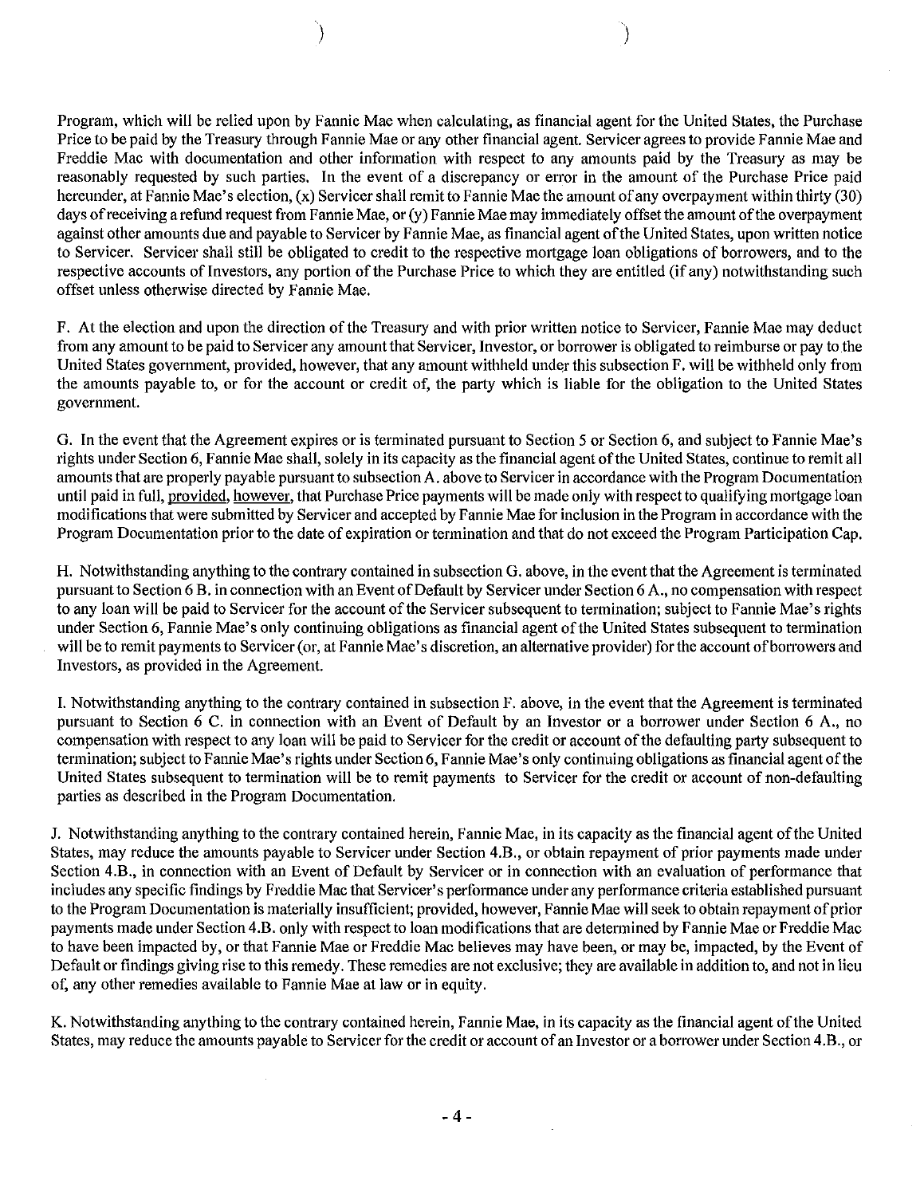Program, which will be relied upon by Fannie Mae when calculating, as financial agent for the United States, the Purchase Price to be paid by the Treasury through Fannie Mae or any other financial agent. Servicer agrees to provide Fannie Mae and Freddie Mac with documentation and other information with respect to any amounts paid by the Treasury as may be reasonably requested by such parties. In the event of a discrepancy or error in the amount of the Purchase Price paid hereunder, at Fannie Mae's election, (x) Servicer shall remit to Fannie Mae the amount of any overpayment within thirty (30) days of receiving a refund request from Fannie Mae, or (y) Fannie Mae may immediately offset the amount of the overpayment against other amounts due and payable to Servicer by Fannie Mae, as financial agent of the United States, upon written notice to Servicer. Servicer shall still be obligated to credit to the respective mortgage loan obligations of borrowers, and to the respective accounts of Investors, any portion of the Purchase Price to which they are entitled (if any) notwithstanding such offset unless otherwise directed by Fannie Mae.

F. At the election and upon the direction of the Treasury and with prior written notice to Servicer, Fannie Mae may deduct from any amount to be paid to Servicer any amount that Servicer, Investor, or borrower is obligated to reimburse or pay to the United States government, provided, however, that any amount withheld under this subsection F. will be withheld only from the amounts payable to, or for the account or credit of, the party which is liable for the obligation to the United States government.

G. In the event that the Agreement expires or is terminated pursuant to Section 5 or Section 6, and subject to Fannie Mae's rights under Section 6, Fannie Mae shall, solely in its capacity as the financial agent of the United States, continue to remit all amounts that are properly payable pursuant to subsection A. above to Servicer in accordance with the Program Documentation until paid in full, provided, however, that Purchase Price payments will be made only with respect to qualifying mortgage loan modifications that were submitted by Servicer and accepted by Fannie Mae for inclusion in the Program in accordance with the Program Documentation prior to the date of expiration or termination and that do not exceed the Program Participation Cap.

H. Notwithstanding anything to the contrary contained in subsection G. above, in the event that the Agreement is terminated pursuant to Section 6 B. in connection with an Event of Default by Servicer under Section 6 A., no compensation with respect to any loan will be paid to Servicer for the account of the Servicer subsequent to termination; subject to Fannie Mae's rights under Section 6, Fannie Mae's only continuing obligations as financial agent of the United States subsequent to termination will be to remit payments to Servicer (or, at Fannie Mae's discretion, an alternative provider) for the account of borrowers and Investors, as provided in the Agreement.

I. Notwithstanding anything to the contrary contained in subsection F. above, in the event that the Agreement is terminated pursuant to Section 6 C. in connection with an Event of Default by an Investor or a borrower under Section 6 A., no compensation with respect to any loan will be paid to Servicer for the credit or account of the defaulting party subsequent to termination; subject to Fannie Mae's rights under Section 6, Fannie Mae's only continuing obligations as financial agent of the United States subsequent to termination will be to remit payments to Servicer for the credit or account of non-defaulting parties as described in the Program Documentation.

J. Notwithstanding anything to the contrary contained herein, Fannie Mae, in its capacity as the financial agent of the United States, may reduce the amounts payable to Servicer under Section 4.B., or obtain repayment of prior payments made under Section 4.B., in connection with an Event of Default by Servicer or in connection with an evaluation of performance that includes any specific findings by Freddie Mac that Servicer's performance under any performance criteria established pursuant to the Program Documentation is materially insufficient; provided, however, Fannie Mae will seek to obtain repayment of prior payments made under Section 4.B. only with respect to loan modifications that are determined by Fannie Mae or Freddie Mac to have been impacted by, or that Fannie Mae or Freddie Mac believes may have been, or may be, impacted, by the Event of Default or findings giving rise to this remedy. These remedies are not exclusive; they are available in addition to, and not in lieu of, any other remedies available to Fannie Mae at law or in equity.

K. Notwithstanding anything to the contrary contained herein, Fannie Mae, in its capacity as the financial agent of the United States, may reduce the amounts payable to Servicer for the credit or account of an Investor or a borrower under Section 4.B., or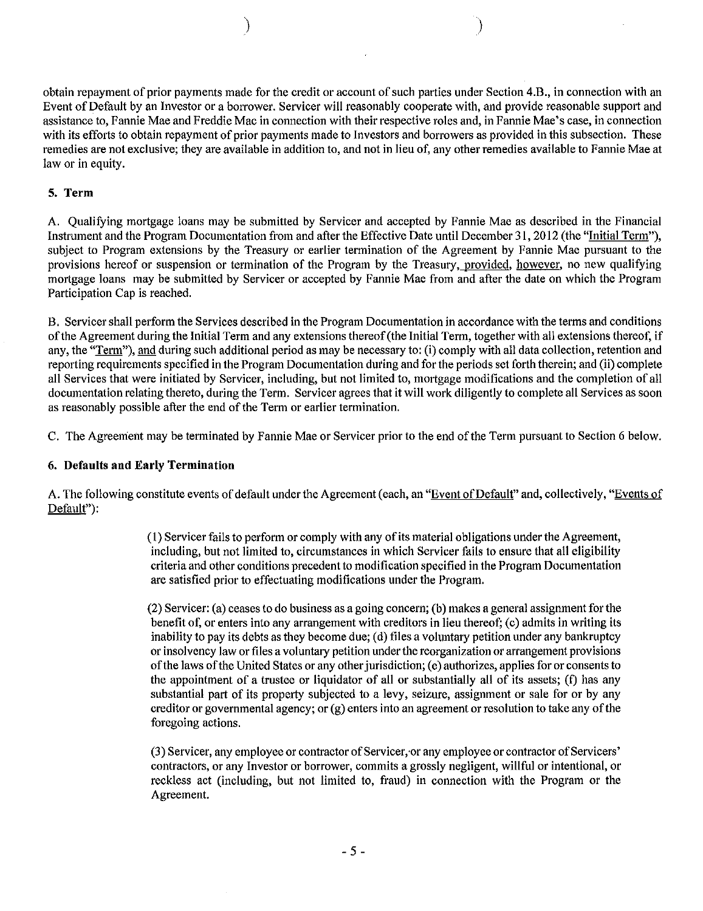obtain repayment of prior payments made for the credit or account of such parties under Section 4.B., in connection with an Event of Default by an Investor or a borrower. Servicer will reasonably cooperate with, and provide reasonable support and assistance to, Fannie Mae and Freddie Mac in connection with their respective roles and, in Fannie Mae's case, in connection with its efforts to obtain repayment of prior payments made to Investors and borrowers as provided in this subsection. These remedies are not exclusive; they are available in addition to, and not in lieu of, any other remedies available to Fannie Mae at law or in equity.

**5. Term**

A. Qualifying mortgage loans may be submitted by Servicer and accepted by Fannie Mae as described in the Financial Instrument and the Program Documentation from and after the Effective Date until December 31, 2012 (the "Initial Term"), subject to Program extensions by the Treasury or earlier termination of the Agreement by Fannie Mae pursuant to the provisions hereof or suspension or termination of the Program by the Treasury, provided, however, no new qualifying mortgage loans may be submitted by Servicer or accepted by Fannie Mae from and after the date on which the Program Participation Cap is reached.

B. Servicer shall perform the Services described in the Program Documentation in accordance with the terms and conditions of the Agreement during the Initial Term and any extensions thereof (the Initial Term, together with all extensions thereof, if any, the "Term"), and during such additional period as may be necessary to: (i) comply with all data collection, retention and reporting requirements specified in the Program Documentation during and for the periods set forth therein; and (ii) complete all Services that were initiated by Servicer, including, but not limited to, mortgage modifications and the completion of all documentation relating thereto, during the Term. Servicer agrees that it will work diligently to complete all Services as soon as reasonably possible after the end of the Term or earlier termination.

C. The Agreement may be terminated by Fannie Mae or Servicer prior to the end of the Term pursuant to Section 6 below.

**6. Defaults and Early Termination**

A. The following constitute events of default under the Agreement (each, an "Event of Default" and, collectively, "Events of Default"):

(1) Servicer fails to perform or comply with any of its material obligations under the Agreement, including, but not limited to, circumstances in which Servicer fails to ensure that all eligibility criteria and other conditions precedent to modification specified in the Program Documentation are satisfied prior to effectuating modifications under the Program.

(2) Servicer: (a) ceases to do business as a going concern; (b) makes a general assignment for the benefit of, or enters into any arrangement with creditors in lieu thereof; (c) admits in writing its inability to pay its debts as they become due; (d) files a voluntary petition under any bankruptcy or insolvency law or files a voluntary petition under the reorganization or arrangement provisions of the laws of the United States or any other jurisdiction; (e) authorizes, applies for or consents to the appointment of a trustee or liquidator of all or substantially all of its assets; (f) has any substantial part of its property subjected to a levy, seizure, assignment or sale for or by any creditor or governmental agency; or (g) enters into an agreement or resolution to take any of the foregoing actions.

(3) Servicer, any employee or contractor of Servicer, or any employee or contractor of Servicers' contractors, or any Investor or borrower, commits a grossly negligent, willful or intentional, or reckless act (including, but not limited to, fraud) in connection with the Program or the Agreement.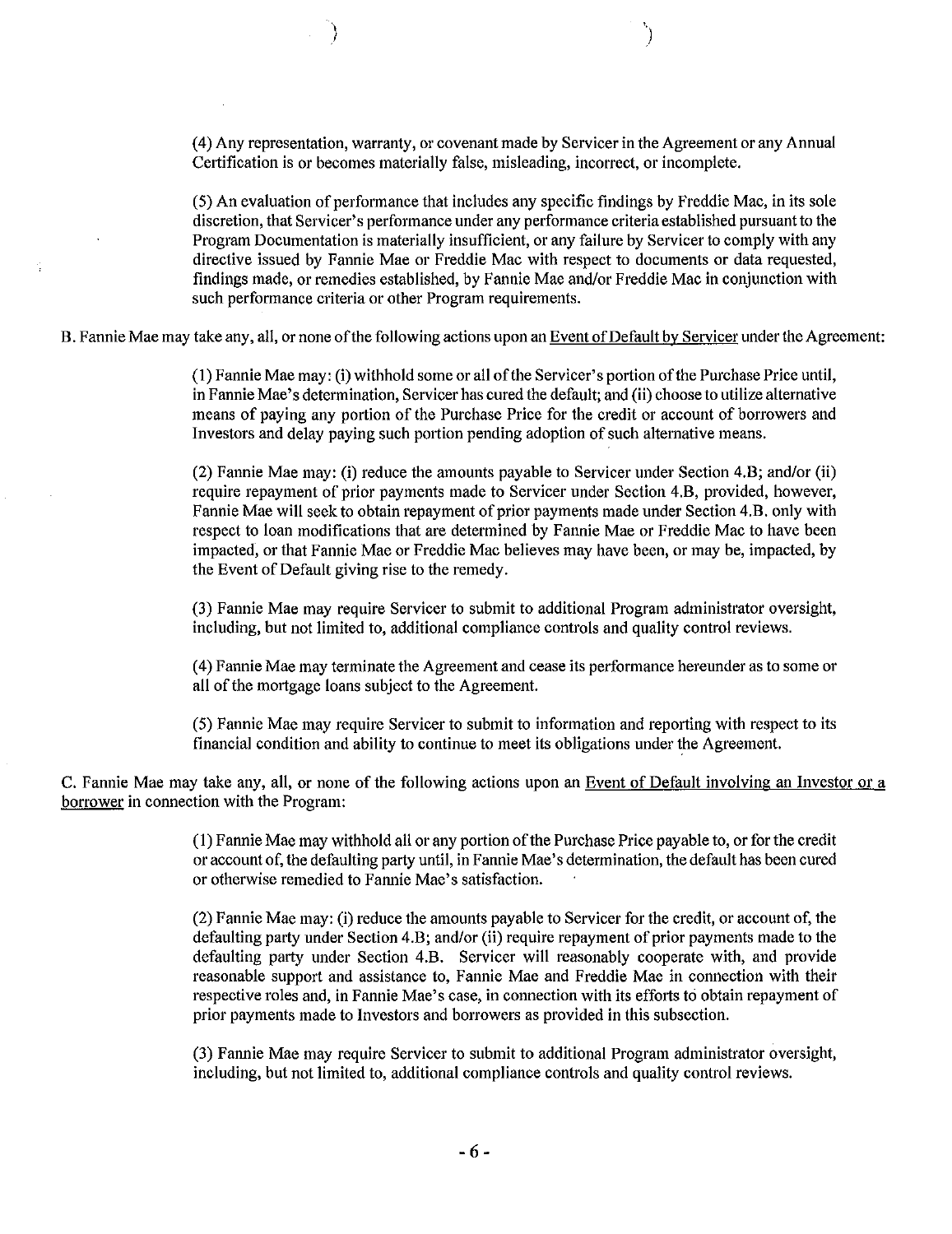(4) Any representation, warranty, or covenant made by Servicer in the Agreement or any Annual Certification is or becomes materially false, misleading, incorrect, or incomplete.

(5) An evaluation of performance that includes any specific findings by Freddie Mac, in its sole discretion, that Servicer's performance under any performance criteria established pursuant to the Program Documentation is materially insufficient, or any failure by Servicer to comply with any directive issued by Fannie Mae or Freddie Mac with respect to documents or data requested, findings made, or remedies established, by Fannie Mae and/or Freddie Mac in conjunction with such performance criteria or other Program requirements.

B. Fannie Mae may take any, all, or none of the following actions upon an <u>Event of Default by Servicer</u> under the Agreement:

(1) Fannie Mae may: (i) withhold some or all of the Servicer's portion of the Purchase Price until, in Fannie Mae's determination, Servicer has cured the default; and (ii) choose to utilize alternative means of paying any portion of the Purchase Price for the credit or account of borrowers and Investors and delay paying such portion pending adoption of such alternative means.

(2) Fannie Mae may: (i) reduce the amounts payable to Servicer under Section 4.B; and/or (ii) require repayment of prior payments made to Servicer under Section 4.B, provided, however, Fannie Mae will seek to obtain repayment of prior payments made under Section 4.B. only with respect to loan modifications that are determined by Fannie Mae or Freddie Mac to have been impacted, or that Fannie Mae or Freddie Mac believes may have been, or may be, impacted, by the Event of Default giving rise to the remedy.

(3) Fannie Mae may require Servicer to submit to additional Program administrator oversight, including, but not limited to, additional compliance controls and quality control reviews.

(4) Fannie Mae may terminate the Agreement and cease its performance hereunder as to some or all of the mortgage loans subject to the Agreement.

(5) Fannie Mae may require Servicer to submit to information and reporting with respect to its financial condition and ability to continue to meet its obligations under the Agreement.

C. Fannie Mae may take any, all, or none of the following actions upon an <u>Event of Default involving an Investor or a borrower</u> in connection with the Program:

(1) Fannie Mae may withhold all or any portion of the Purchase Price payable to, or for the credit or account of, the defaulting party until, in Fannie Mae's determination, the default has been cured or otherwise remedied to Fannie Mae's satisfaction.

(2) Fannie Mae may: (i) reduce the amounts payable to Servicer for the credit, or account of, the defaulting party under Section 4.B; and/or (ii) require repayment of prior payments made to the defaulting party under Section 4.B. Servicer will reasonably cooperate with, and provide reasonable support and assistance to, Fannie Mae and Freddie Mac in connection with their respective roles and, in Fannie Mae's case, in connection with its efforts to obtain repayment of prior payments made to Investors and borrowers as provided in this subsection.

(3) Fannie Mae may require Servicer to submit to additional Program administrator oversight, including, but not limited to, additional compliance controls and quality control reviews.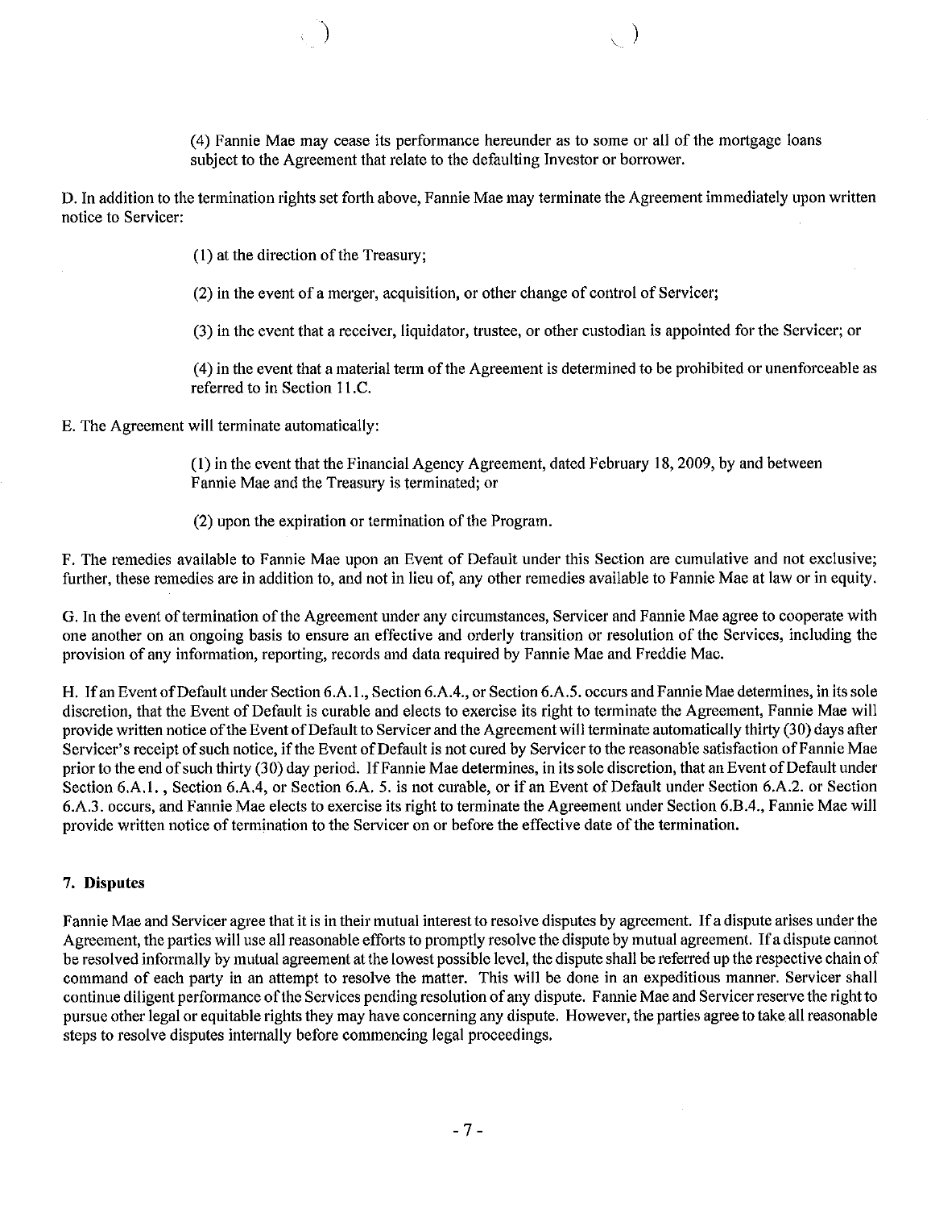(4) Fannie Mae may cease its performance hereunder as to some or all of the mortgage loans subject to the Agreement that relate to the defaulting Investor or borrower.

D. In addition to the termination rights set forth above, Fannie Mae may terminate the Agreement immediately upon written notice to Servicer:

(1) at the direction of the Treasury;

(2) in the event of a merger, acquisition, or other change of control of Servicer;

(3) in the event that a receiver, liquidator, trustee, or other custodian is appointed for the Servicer; or

(4) in the event that a material term of the Agreement is determined to be prohibited or unenforceable as referred to in Section 11.C.

E. The Agreement will terminate automatically:

(1) in the event that the Financial Agency Agreement, dated February 18, 2009, by and between Fannie Mae and the Treasury is terminated; or

(2) upon the expiration or termination of the Program.

F. The remedies available to Fannie Mae upon an Event of Default under this Section are cumulative and not exclusive; further, these remedies are in addition to, and not in lieu of, any other remedies available to Fannie Mae at law or in equity.

G. In the event of termination of the Agreement under any circumstances, Servicer and Fannie Mae agree to cooperate with one another on an ongoing basis to ensure an effective and orderly transition or resolution of the Services, including the provision of any information, reporting, records and data required by Fannie Mae and Freddie Mac.

H. If an Event of Default under Section 6.A.1., Section 6.A.4., or Section 6.A.5. occurs and Fannie Mae determines, in its sole discretion, that the Event of Default is curable and elects to exercise its right to terminate the Agreement, Fannie Mae will provide written notice of the Event of Default to Servicer and the Agreement will terminate automatically thirty (30) days after Servicer's receipt of such notice, if the Event of Default is not cured by Servicer to the reasonable satisfaction of Fannie Mae prior to the end of such thirty (30) day period. If Fannie Mae determines, in its sole discretion, that an Event of Default under Section 6.A.1., Section 6.A.4, or Section 6.A. 5. is not curable, or if an Event of Default under Section 6.A.2. or Section 6.A.3. occurs, and Fannie Mae elects to exercise its right to terminate the Agreement under Section 6.B.4., Fannie Mae will provide written notice of termination to the Servicer on or before the effective date of the termination.

**7. Disputes**

Fannie Mae and Servicer agree that it is in their mutual interest to resolve disputes by agreement. If a dispute arises under the Agreement, the parties will use all reasonable efforts to promptly resolve the dispute by mutual agreement. If a dispute cannot be resolved informally by mutual agreement at the lowest possible level, the dispute shall be referred up the respective chain of command of each party in an attempt to resolve the matter. This will be done in an expeditious manner. Servicer shall continue diligent performance of the Services pending resolution of any dispute. Fannie Mae and Servicer reserve the right to pursue other legal or equitable rights they may have concerning any dispute. However, the parties agree to take all reasonable steps to resolve disputes internally before commencing legal proceedings.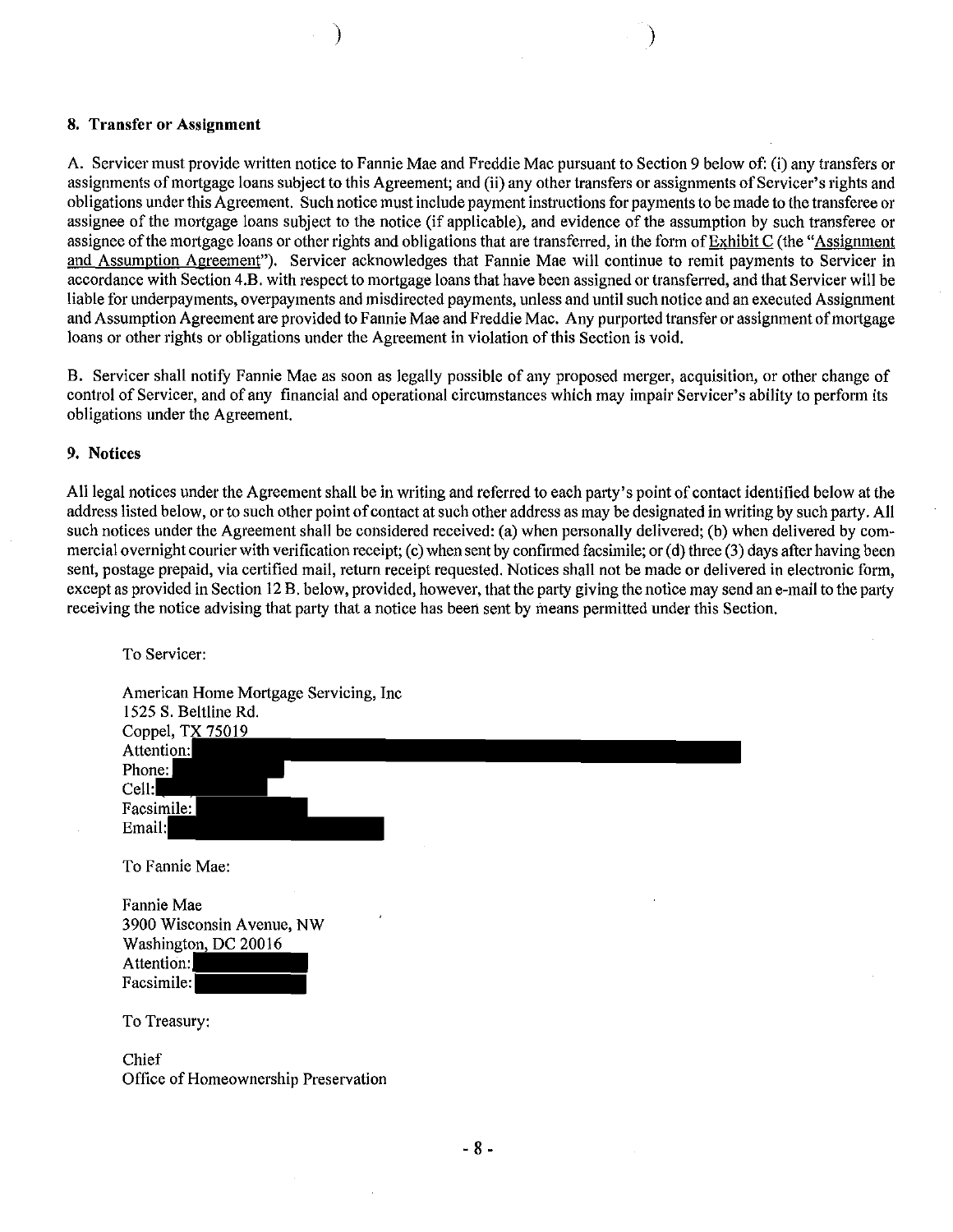### 8. Transfer or Assignment

A. Servicer must provide written notice to Fannie Mae and Freddie Mac pursuant to Section 9 below of: (i) any transfers or assignments of mortgage loans subject to this Agreement; and (ii) any other transfers or assignments of Servicer's rights and obligations under this Agreement. Such notice must include payment instructions for payments to be made to the transferee or assignee of the mortgage loans subject to the notice (if applicable), and evidence of the assumption by such transferee or assignee of the mortgage loans or other rights and obligations that are transferred, in the form of Exhibit C (the "Assignment and Assumption Agreement"). Servicer acknowledges that Fannie Mae will continue to remit payments to Servicer in accordance with Section 4.B. with respect to mortgage loans that have been assigned or transferred, and that Servicer will be liable for underpayments, overpayments and misdirected payments, unless and until such notice and an executed Assignment and Assumption Agreement are provided to Fannie Mae and Freddie Mac. Any purported transfer or assignment of mortgage loans or other rights or obligations under the Agreement in violation of this Section is void.

B. Servicer shall notify Fannie Mae as soon as legally possible of any proposed merger, acquisition, or other change of control of Servicer, and of any financial and operational circumstances which may impair Servicer's ability to perform its obligations under the Agreement.

### 9. Notices

All legal notices under the Agreement shall be in writing and referred to each party's point of contact identified below at the address listed below, or to such other point of contact at such other address as may be designated in writing by such party. All such notices under the Agreement shall be considered received: (a) when personally delivered; (b) when delivered by commercial overnight courier with verification receipt; (c) when sent by confirmed facsimile; or (d) three (3) days after having been sent, postage prepaid, via certified mail, return receipt requested. Notices shall not be made or delivered in electronic form, except as provided in Section 12 B. below, provided, however, that the party giving the notice may send an e-mail to the party receiving the notice advising that party that a notice has been sent by means permitted under this Section.

To Servicer:

American Home Mortgage Servicing, Inc
1525 S. Beltline Rd.
Coppel, TX 75019
Attention:
Phone:
Cell:
Facsimile:
Email:

To Fannie Mae:

Fannie Mae
3900 Wisconsin Avenue, NW
Washington, DC 20016
Attention:
Facsimile:

To Treasury:

Chief
Office of Homeownership Preservation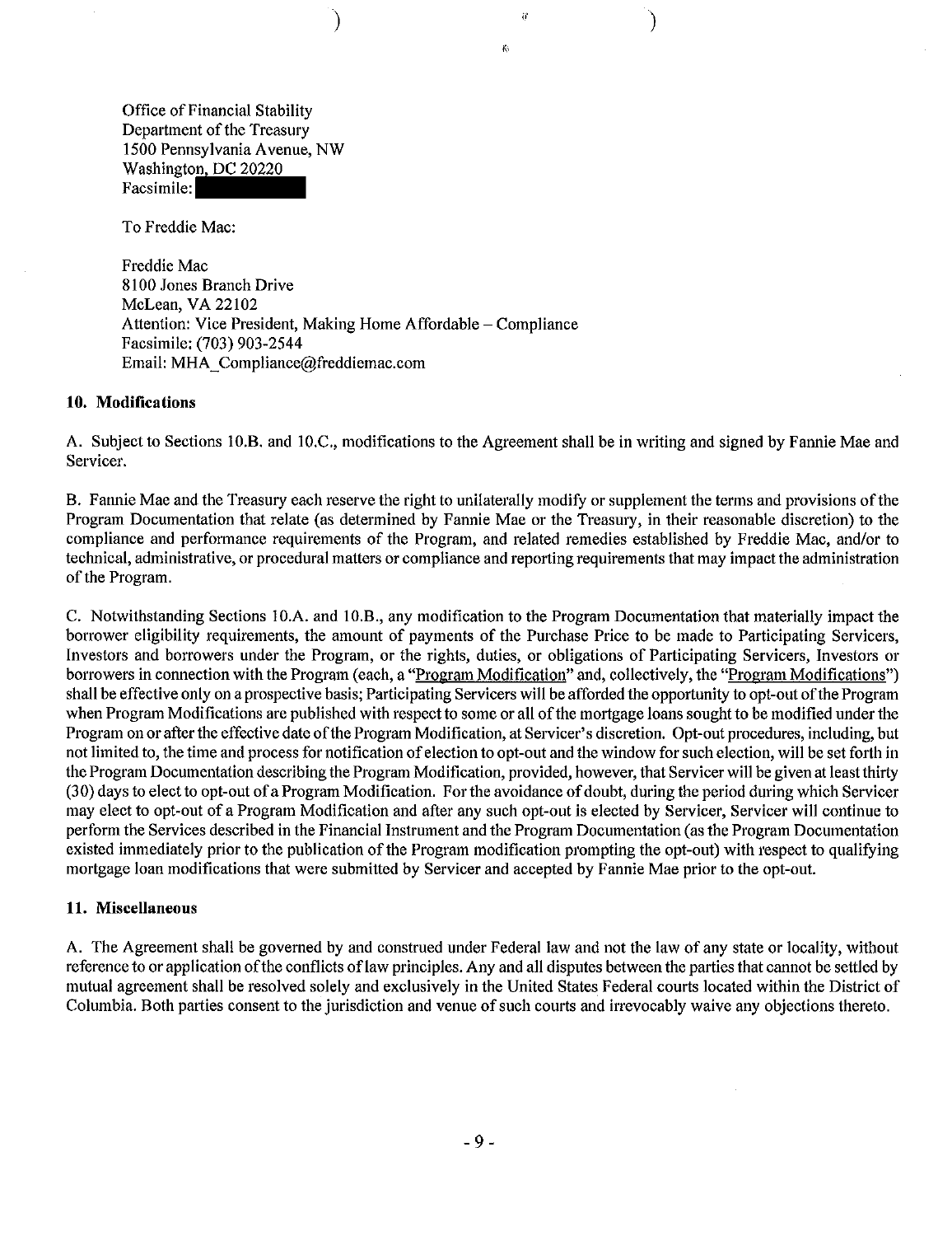Office of Financial Stability
Department of the Treasury
1500 Pennsylvania Avenue, NW
Washington, DC 20220
Facsimile: [REDACTED]

To Freddie Mac:

Freddie Mac
8100 Jones Branch Drive
McLean, VA 22102
Attention: Vice President, Making Home Affordable – Compliance
Facsimile: (703) 903-2544
Email: MHA_Compliance@freddiemac.com

**10. Modifications**

A. Subject to Sections 10.B. and 10.C., modifications to the Agreement shall be in writing and signed by Fannie Mae and Servicer.

B. Fannie Mae and the Treasury each reserve the right to unilaterally modify or supplement the terms and provisions of the Program Documentation that relate (as determined by Fannie Mae or the Treasury, in their reasonable discretion) to the compliance and performance requirements of the Program, and related remedies established by Freddie Mac, and/or to technical, administrative, or procedural matters or compliance and reporting requirements that may impact the administration of the Program.

C. Notwithstanding Sections 10.A. and 10.B., any modification to the Program Documentation that materially impact the borrower eligibility requirements, the amount of payments of the Purchase Price to be made to Participating Servicers, Investors and borrowers under the Program, or the rights, duties, or obligations of Participating Servicers, Investors or borrowers in connection with the Program (each, a "Program Modification" and, collectively, the "Program Modifications") shall be effective only on a prospective basis; Participating Servicers will be afforded the opportunity to opt-out of the Program when Program Modifications are published with respect to some or all of the mortgage loans sought to be modified under the Program on or after the effective date of the Program Modification, at Servicer's discretion. Opt-out procedures, including, but not limited to, the time and process for notification of election to opt-out and the window for such election, will be set forth in the Program Documentation describing the Program Modification, provided, however, that Servicer will be given at least thirty (30) days to elect to opt-out of a Program Modification. For the avoidance of doubt, during the period during which Servicer may elect to opt-out of a Program Modification and after any such opt-out is elected by Servicer, Servicer will continue to perform the Services described in the Financial Instrument and the Program Documentation (as the Program Documentation existed immediately prior to the publication of the Program modification prompting the opt-out) with respect to qualifying mortgage loan modifications that were submitted by Servicer and accepted by Fannie Mae prior to the opt-out.

**11. Miscellaneous**

A. The Agreement shall be governed by and construed under Federal law and not the law of any state or locality, without reference to or application of the conflicts of law principles. Any and all disputes between the parties that cannot be settled by mutual agreement shall be resolved solely and exclusively in the United States Federal courts located within the District of Columbia. Both parties consent to the jurisdiction and venue of such courts and irrevocably waive any objections thereto.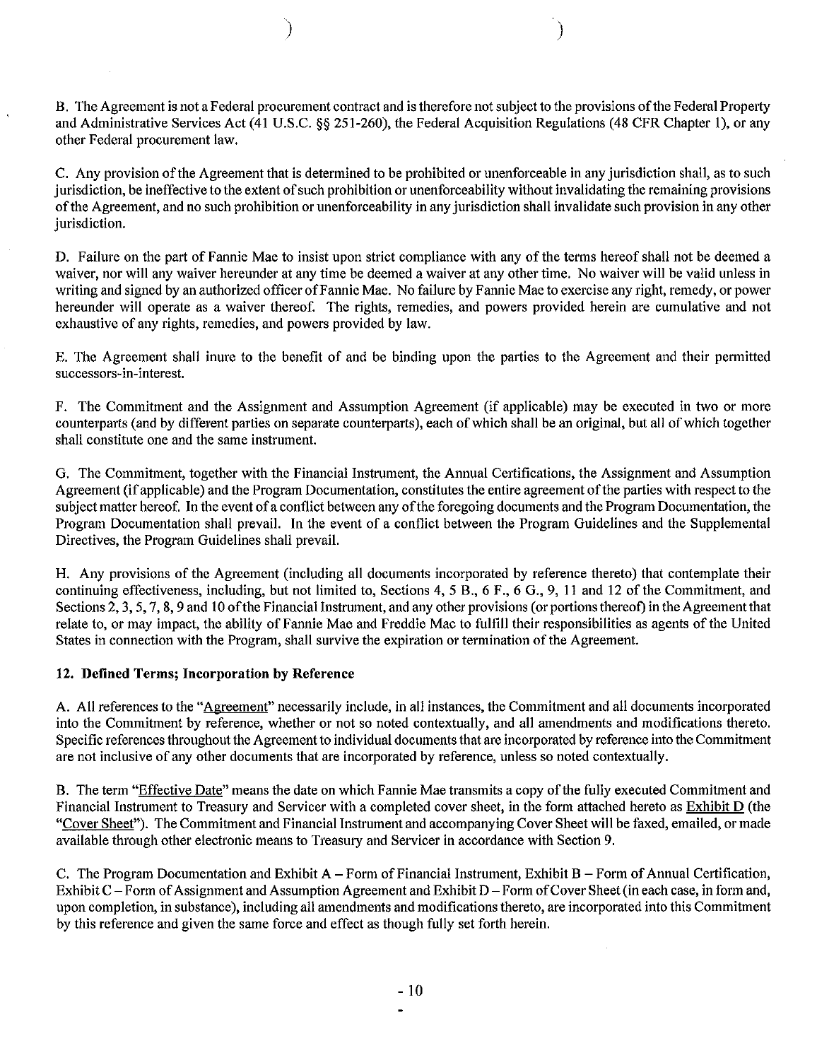B. The Agreement is not a Federal procurement contract and is therefore not subject to the provisions of the Federal Property and Administrative Services Act (41 U.S.C. §§ 251-260), the Federal Acquisition Regulations (48 CFR Chapter 1), or any other Federal procurement law.

C. Any provision of the Agreement that is determined to be prohibited or unenforceable in any jurisdiction shall, as to such jurisdiction, be ineffective to the extent of such prohibition or unenforceability without invalidating the remaining provisions of the Agreement, and no such prohibition or unenforceability in any jurisdiction shall invalidate such provision in any other jurisdiction.

D. Failure on the part of Fannie Mae to insist upon strict compliance with any of the terms hereof shall not be deemed a waiver, nor will any waiver hereunder at any time be deemed a waiver at any other time. No waiver will be valid unless in writing and signed by an authorized officer of Fannie Mae. No failure by Fannie Mae to exercise any right, remedy, or power hereunder will operate as a waiver thereof. The rights, remedies, and powers provided herein are cumulative and not exhaustive of any rights, remedies, and powers provided by law.

E. The Agreement shall inure to the benefit of and be binding upon the parties to the Agreement and their permitted successors-in-interest.

F. The Commitment and the Assignment and Assumption Agreement (if applicable) may be executed in two or more counterparts (and by different parties on separate counterparts), each of which shall be an original, but all of which together shall constitute one and the same instrument.

G. The Commitment, together with the Financial Instrument, the Annual Certifications, the Assignment and Assumption Agreement (if applicable) and the Program Documentation, constitutes the entire agreement of the parties with respect to the subject matter hereof. In the event of a conflict between any of the foregoing documents and the Program Documentation, the Program Documentation shall prevail. In the event of a conflict between the Program Guidelines and the Supplemental Directives, the Program Guidelines shall prevail.

H. Any provisions of the Agreement (including all documents incorporated by reference thereto) that contemplate their continuing effectiveness, including, but not limited to, Sections 4, 5 B., 6 F., 6 G., 9, 11 and 12 of the Commitment, and Sections 2, 3, 5, 7, 8, 9 and 10 of the Financial Instrument, and any other provisions (or portions thereof) in the Agreement that relate to, or may impact, the ability of Fannie Mae and Freddie Mac to fulfill their responsibilities as agents of the United States in connection with the Program, shall survive the expiration or termination of the Agreement.

**12. Defined Terms; Incorporation by Reference**

A. All references to the "Agreement" necessarily include, in all instances, the Commitment and all documents incorporated into the Commitment by reference, whether or not so noted contextually, and all amendments and modifications thereto. Specific references throughout the Agreement to individual documents that are incorporated by reference into the Commitment are not inclusive of any other documents that are incorporated by reference, unless so noted contextually.

B. The term "Effective Date" means the date on which Fannie Mae transmits a copy of the fully executed Commitment and Financial Instrument to Treasury and Servicer with a completed cover sheet, in the form attached hereto as Exhibit D (the "Cover Sheet"). The Commitment and Financial Instrument and accompanying Cover Sheet will be faxed, emailed, or made available through other electronic means to Treasury and Servicer in accordance with Section 9.

C. The Program Documentation and Exhibit A – Form of Financial Instrument, Exhibit B – Form of Annual Certification, Exhibit C – Form of Assignment and Assumption Agreement and Exhibit D – Form of Cover Sheet (in each case, in form and, upon completion, in substance), including all amendments and modifications thereto, are incorporated into this Commitment by this reference and given the same force and effect as though fully set forth herein.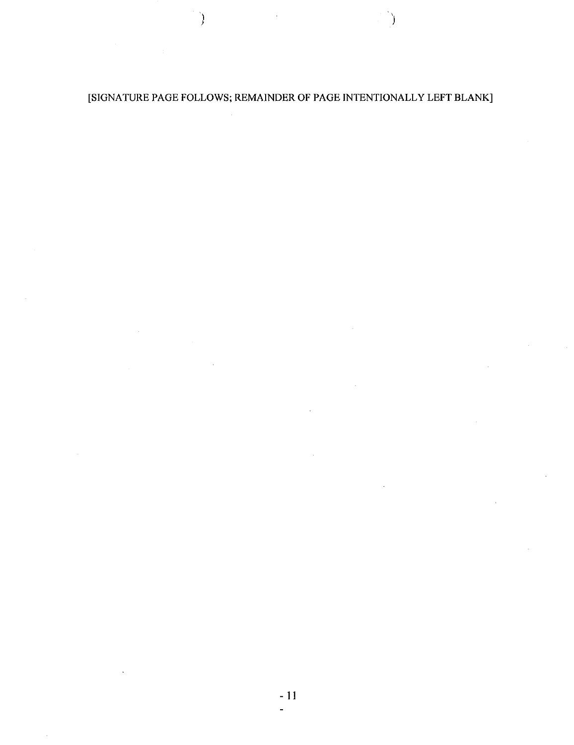[SIGNATURE PAGE FOLLOWS; REMAINDER OF PAGE INTENTIONALLY LEFT BLANK]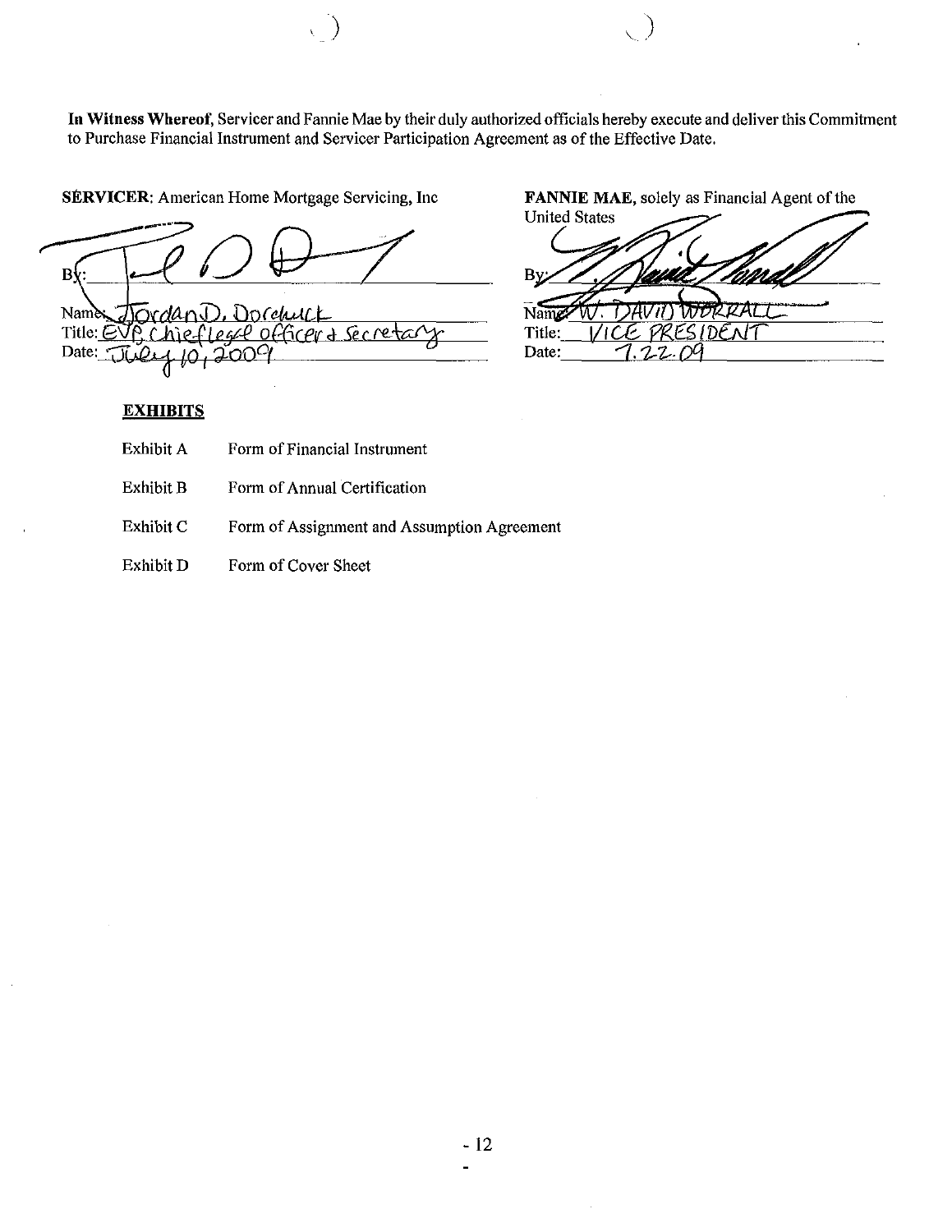**In Witness Whereof**, Servicer and Fannie Mae by their duly authorized officials hereby execute and deliver this Commitment to Purchase Financial Instrument and Servicer Participation Agreement as of the Effective Date.

**SERVICER**: American Home Mortgage Servicing, Inc

By: ______________________

Name: Jordan D. Dorchuck
Title: EVP, Chief Legal Officer & Secretary
Date: July 10, 2009

**FANNIE MAE,** solely as Financial Agent of the United States

By: ______________________

Name: W. David Worrall
Title: Vice President
Date: 7.22.09

**EXHIBITS**

| | |
|---|---|
| Exhibit A | Form of Financial Instrument |
| Exhibit B | Form of Annual Certification |
| Exhibit C | Form of Assignment and Assumption Agreement |
| Exhibit D | Form of Cover Sheet |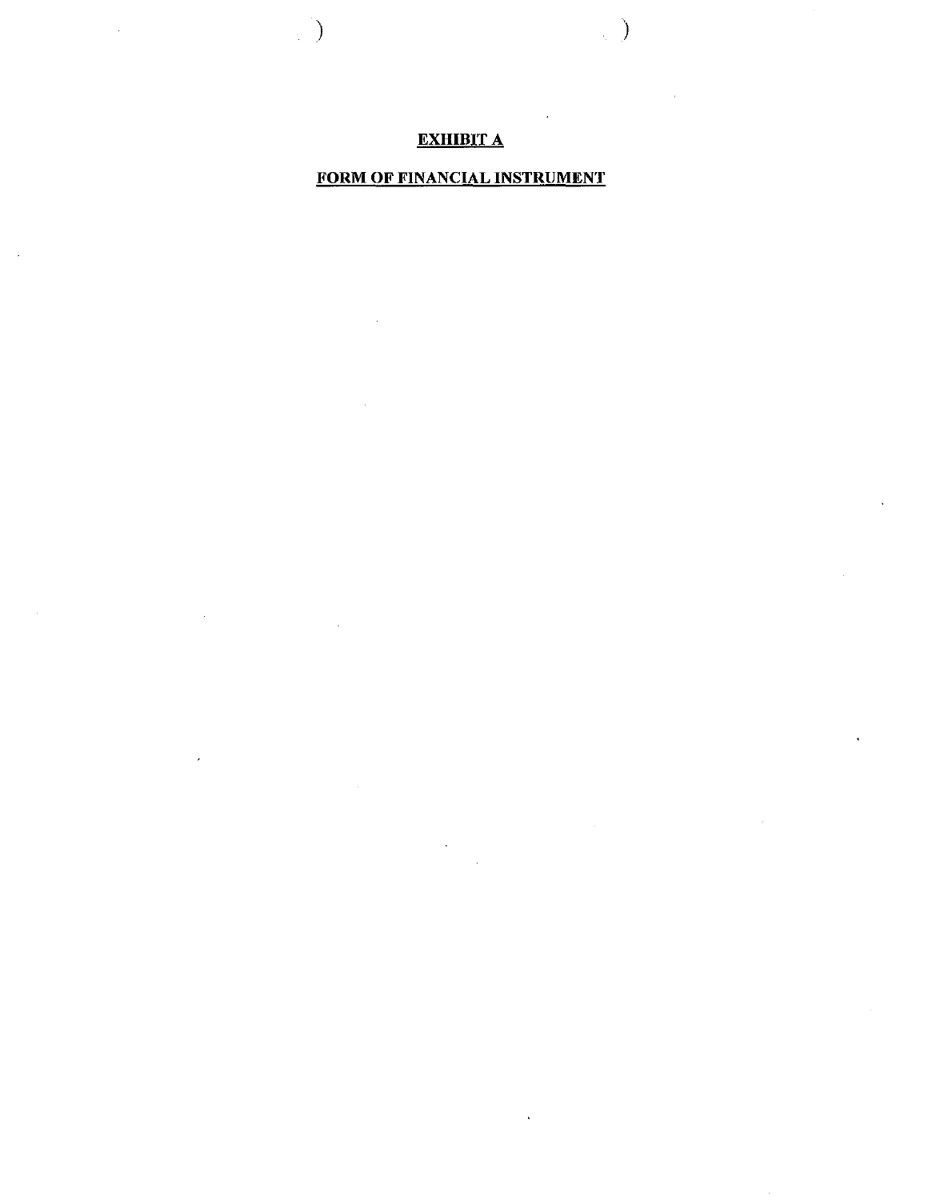**EXHIBIT A**

**FORM OF FINANCIAL INSTRUMENT**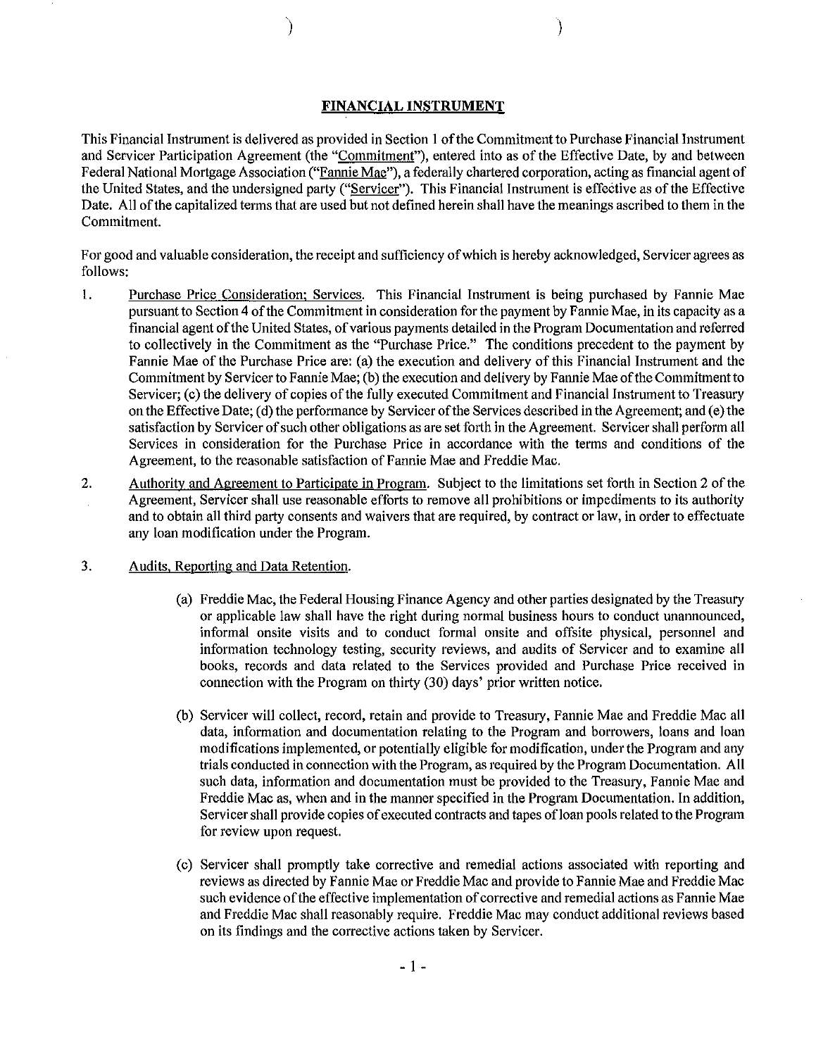## FINANCIAL INSTRUMENT

This Financial Instrument is delivered as provided in Section 1 of the Commitment to Purchase Financial Instrument and Servicer Participation Agreement (the "Commitment"), entered into as of the Effective Date, by and between Federal National Mortgage Association ("Fannie Mae"), a federally chartered corporation, acting as financial agent of the United States, and the undersigned party ("Servicer"). This Financial Instrument is effective as of the Effective Date. All of the capitalized terms that are used but not defined herein shall have the meanings ascribed to them in the Commitment.

For good and valuable consideration, the receipt and sufficiency of which is hereby acknowledged, Servicer agrees as follows:

1. Purchase Price Consideration; Services. This Financial Instrument is being purchased by Fannie Mae pursuant to Section 4 of the Commitment in consideration for the payment by Fannie Mae, in its capacity as a financial agent of the United States, of various payments detailed in the Program Documentation and referred to collectively in the Commitment as the "Purchase Price." The conditions precedent to the payment by Fannie Mae of the Purchase Price are: (a) the execution and delivery of this Financial Instrument and the Commitment by Servicer to Fannie Mae; (b) the execution and delivery by Fannie Mae of the Commitment to Servicer; (c) the delivery of copies of the fully executed Commitment and Financial Instrument to Treasury on the Effective Date; (d) the performance by Servicer of the Services described in the Agreement; and (e) the satisfaction by Servicer of such other obligations as are set forth in the Agreement. Servicer shall perform all Services in consideration for the Purchase Price in accordance with the terms and conditions of the Agreement, to the reasonable satisfaction of Fannie Mae and Freddie Mac.

2. Authority and Agreement to Participate in Program. Subject to the limitations set forth in Section 2 of the Agreement, Servicer shall use reasonable efforts to remove all prohibitions or impediments to its authority and to obtain all third party consents and waivers that are required, by contract or law, in order to effectuate any loan modification under the Program.

3. Audits, Reporting and Data Retention.

   (a) Freddie Mac, the Federal Housing Finance Agency and other parties designated by the Treasury or applicable law shall have the right during normal business hours to conduct unannounced, informal onsite visits and to conduct formal onsite and offsite physical, personnel and information technology testing, security reviews, and audits of Servicer and to examine all books, records and data related to the Services provided and Purchase Price received in connection with the Program on thirty (30) days' prior written notice.

   (b) Servicer will collect, record, retain and provide to Treasury, Fannie Mae and Freddie Mac all data, information and documentation relating to the Program and borrowers, loans and loan modifications implemented, or potentially eligible for modification, under the Program and any trials conducted in connection with the Program, as required by the Program Documentation. All such data, information and documentation must be provided to the Treasury, Fannie Mae and Freddie Mac as, when and in the manner specified in the Program Documentation. In addition, Servicer shall provide copies of executed contracts and tapes of loan pools related to the Program for review upon request.

   (c) Servicer shall promptly take corrective and remedial actions associated with reporting and reviews as directed by Fannie Mae or Freddie Mac and provide to Fannie Mae and Freddie Mac such evidence of the effective implementation of corrective and remedial actions as Fannie Mae and Freddie Mac shall reasonably require. Freddie Mac may conduct additional reviews based on its findings and the corrective actions taken by Servicer.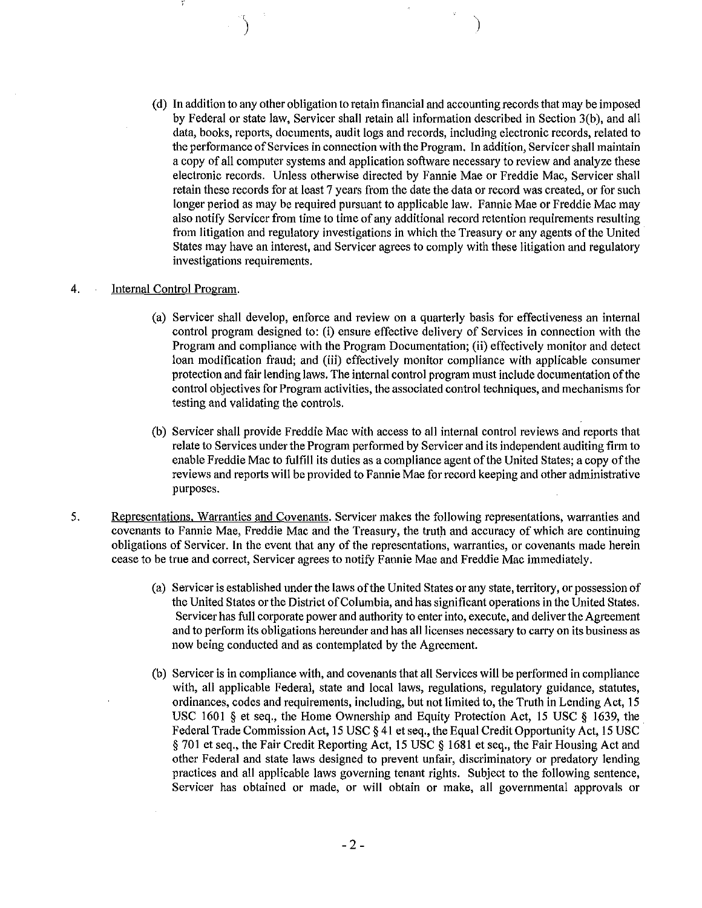(d) In addition to any other obligation to retain financial and accounting records that may be imposed by Federal or state law, Servicer shall retain all information described in Section 3(b), and all data, books, reports, documents, audit logs and records, including electronic records, related to the performance of Services in connection with the Program. In addition, Servicer shall maintain a copy of all computer systems and application software necessary to review and analyze these electronic records. Unless otherwise directed by Fannie Mae or Freddie Mac, Servicer shall retain these records for at least 7 years from the date the data or record was created, or for such longer period as may be required pursuant to applicable law. Fannie Mae or Freddie Mac may also notify Servicer from time to time of any additional record retention requirements resulting from litigation and regulatory investigations in which the Treasury or any agents of the United States may have an interest, and Servicer agrees to comply with these litigation and regulatory investigations requirements.

4. Internal Control Program.

(a) Servicer shall develop, enforce and review on a quarterly basis for effectiveness an internal control program designed to: (i) ensure effective delivery of Services in connection with the Program and compliance with the Program Documentation; (ii) effectively monitor and detect loan modification fraud; and (iii) effectively monitor compliance with applicable consumer protection and fair lending laws. The internal control program must include documentation of the control objectives for Program activities, the associated control techniques, and mechanisms for testing and validating the controls.

(b) Servicer shall provide Freddie Mac with access to all internal control reviews and reports that relate to Services under the Program performed by Servicer and its independent auditing firm to enable Freddie Mac to fulfill its duties as a compliance agent of the United States; a copy of the reviews and reports will be provided to Fannie Mae for record keeping and other administrative purposes.

5. Representations, Warranties and Covenants. Servicer makes the following representations, warranties and covenants to Fannie Mae, Freddie Mac and the Treasury, the truth and accuracy of which are continuing obligations of Servicer. In the event that any of the representations, warranties, or covenants made herein cease to be true and correct, Servicer agrees to notify Fannie Mae and Freddie Mac immediately.

(a) Servicer is established under the laws of the United States or any state, territory, or possession of the United States or the District of Columbia, and has significant operations in the United States. Servicer has full corporate power and authority to enter into, execute, and deliver the Agreement and to perform its obligations hereunder and has all licenses necessary to carry on its business as now being conducted and as contemplated by the Agreement.

(b) Servicer is in compliance with, and covenants that all Services will be performed in compliance with, all applicable Federal, state and local laws, regulations, regulatory guidance, statutes, ordinances, codes and requirements, including, but not limited to, the Truth in Lending Act, 15 USC 1601 § et seq., the Home Ownership and Equity Protection Act, 15 USC § 1639, the Federal Trade Commission Act, 15 USC § 41 et seq., the Equal Credit Opportunity Act, 15 USC § 701 et seq., the Fair Credit Reporting Act, 15 USC § 1681 et seq., the Fair Housing Act and other Federal and state laws designed to prevent unfair, discriminatory or predatory lending practices and all applicable laws governing tenant rights. Subject to the following sentence, Servicer has obtained or made, or will obtain or make, all governmental approvals or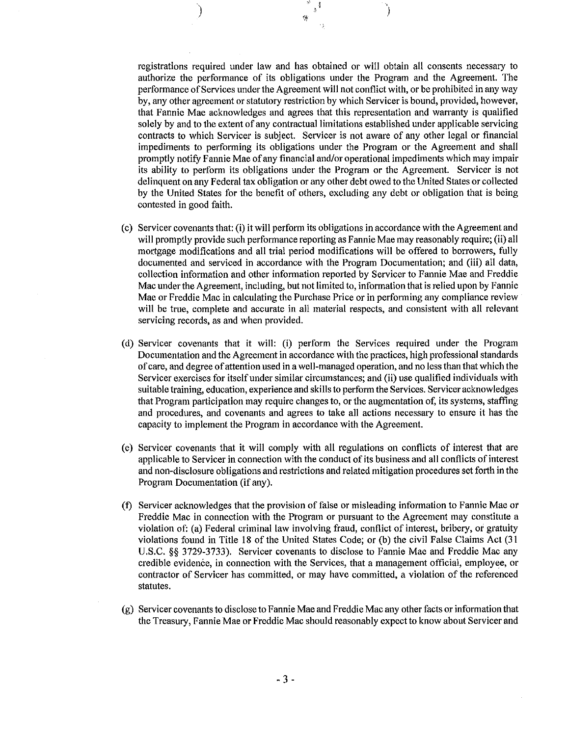registrations required under law and has obtained or will obtain all consents necessary to authorize the performance of its obligations under the Program and the Agreement. The performance of Services under the Agreement will not conflict with, or be prohibited in any way by, any other agreement or statutory restriction by which Servicer is bound, provided, however, that Fannie Mae acknowledges and agrees that this representation and warranty is qualified solely by and to the extent of any contractual limitations established under applicable servicing contracts to which Servicer is subject. Servicer is not aware of any other legal or financial impediments to performing its obligations under the Program or the Agreement and shall promptly notify Fannie Mae of any financial and/or operational impediments which may impair its ability to perform its obligations under the Program or the Agreement. Servicer is not delinquent on any Federal tax obligation or any other debt owed to the United States or collected by the United States for the benefit of others, excluding any debt or obligation that is being contested in good faith.

(c) Servicer covenants that: (i) it will perform its obligations in accordance with the Agreement and will promptly provide such performance reporting as Fannie Mae may reasonably require; (ii) all mortgage modifications and all trial period modifications will be offered to borrowers, fully documented and serviced in accordance with the Program Documentation; and (iii) all data, collection information and other information reported by Servicer to Fannie Mae and Freddie Mac under the Agreement, including, but not limited to, information that is relied upon by Fannie Mae or Freddie Mac in calculating the Purchase Price or in performing any compliance review will be true, complete and accurate in all material respects, and consistent with all relevant servicing records, as and when provided.

(d) Servicer covenants that it will: (i) perform the Services required under the Program Documentation and the Agreement in accordance with the practices, high professional standards of care, and degree of attention used in a well-managed operation, and no less than that which the Servicer exercises for itself under similar circumstances; and (ii) use qualified individuals with suitable training, education, experience and skills to perform the Services. Servicer acknowledges that Program participation may require changes to, or the augmentation of, its systems, staffing and procedures, and covenants and agrees to take all actions necessary to ensure it has the capacity to implement the Program in accordance with the Agreement.

(e) Servicer covenants that it will comply with all regulations on conflicts of interest that are applicable to Servicer in connection with the conduct of its business and all conflicts of interest and non-disclosure obligations and restrictions and related mitigation procedures set forth in the Program Documentation (if any).

(f) Servicer acknowledges that the provision of false or misleading information to Fannie Mae or Freddie Mac in connection with the Program or pursuant to the Agreement may constitute a violation of: (a) Federal criminal law involving fraud, conflict of interest, bribery, or gratuity violations found in Title 18 of the United States Code; or (b) the civil False Claims Act (31 U.S.C. §§ 3729-3733). Servicer covenants to disclose to Fannie Mae and Freddie Mac any credible evidence, in connection with the Services, that a management official, employee, or contractor of Servicer has committed, or may have committed, a violation of the referenced statutes.

(g) Servicer covenants to disclose to Fannie Mae and Freddie Mac any other facts or information that the Treasury, Fannie Mae or Freddie Mac should reasonably expect to know about Servicer and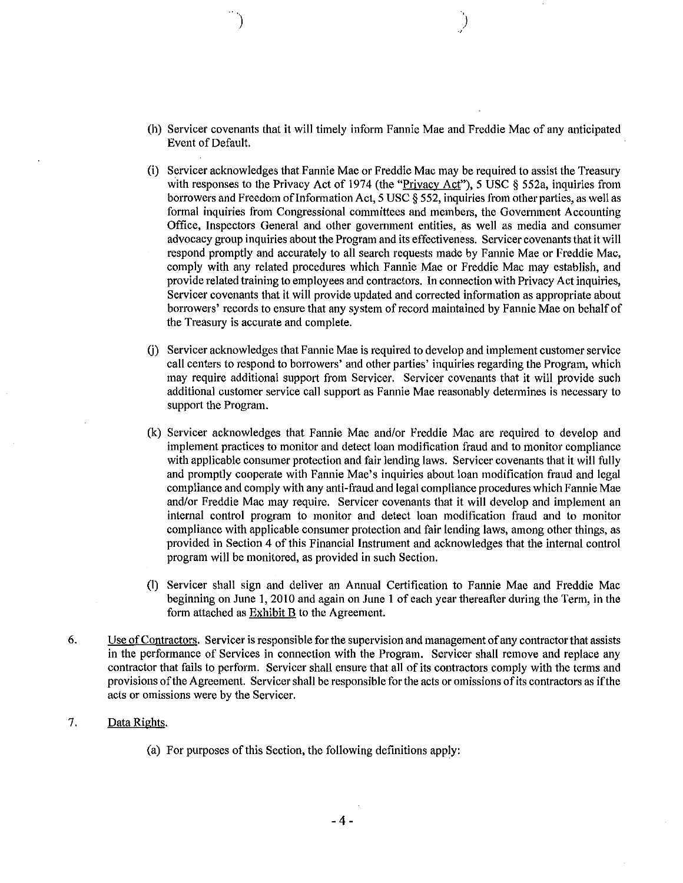(h) Servicer covenants that it will timely inform Fannie Mae and Freddie Mac of any anticipated Event of Default.

(i) Servicer acknowledges that Fannie Mae or Freddie Mac may be required to assist the Treasury with responses to the Privacy Act of 1974 (the "Privacy Act"), 5 USC § 552a, inquiries from borrowers and Freedom of Information Act, 5 USC § 552, inquiries from other parties, as well as formal inquiries from Congressional committees and members, the Government Accounting Office, Inspectors General and other government entities, as well as media and consumer advocacy group inquiries about the Program and its effectiveness. Servicer covenants that it will respond promptly and accurately to all search requests made by Fannie Mae or Freddie Mac, comply with any related procedures which Fannie Mae or Freddie Mac may establish, and provide related training to employees and contractors. In connection with Privacy Act inquiries, Servicer covenants that it will provide updated and corrected information as appropriate about borrowers' records to ensure that any system of record maintained by Fannie Mae on behalf of the Treasury is accurate and complete.

(j) Servicer acknowledges that Fannie Mae is required to develop and implement customer service call centers to respond to borrowers' and other parties' inquiries regarding the Program, which may require additional support from Servicer. Servicer covenants that it will provide such additional customer service call support as Fannie Mae reasonably determines is necessary to support the Program.

(k) Servicer acknowledges that Fannie Mae and/or Freddie Mac are required to develop and implement practices to monitor and detect loan modification fraud and to monitor compliance with applicable consumer protection and fair lending laws. Servicer covenants that it will fully and promptly cooperate with Fannie Mae's inquiries about loan modification fraud and legal compliance and comply with any anti-fraud and legal compliance procedures which Fannie Mae and/or Freddie Mac may require. Servicer covenants that it will develop and implement an internal control program to monitor and detect loan modification fraud and to monitor compliance with applicable consumer protection and fair lending laws, among other things, as provided in Section 4 of this Financial Instrument and acknowledges that the internal control program will be monitored, as provided in such Section.

(l) Servicer shall sign and deliver an Annual Certification to Fannie Mae and Freddie Mac beginning on June 1, 2010 and again on June 1 of each year thereafter during the Term, in the form attached as Exhibit B to the Agreement.

6. Use of Contractors. Servicer is responsible for the supervision and management of any contractor that assists in the performance of Services in connection with the Program. Servicer shall remove and replace any contractor that fails to perform. Servicer shall ensure that all of its contractors comply with the terms and provisions of the Agreement. Servicer shall be responsible for the acts or omissions of its contractors as if the acts or omissions were by the Servicer.

7. Data Rights.

(a) For purposes of this Section, the following definitions apply: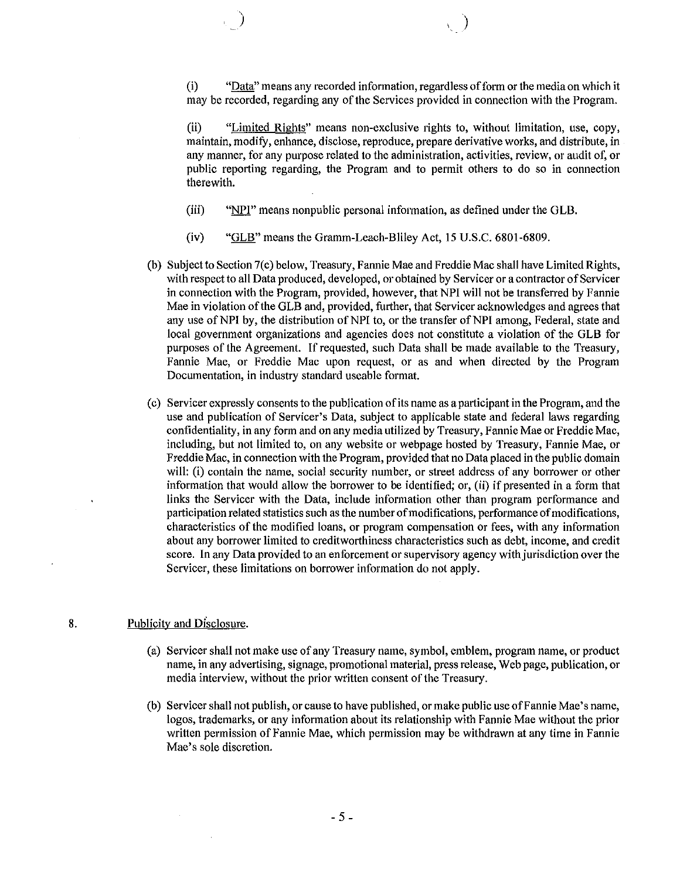(i) "Data" means any recorded information, regardless of form or the media on which it may be recorded, regarding any of the Services provided in connection with the Program.

(ii) "Limited Rights" means non-exclusive rights to, without limitation, use, copy, maintain, modify, enhance, disclose, reproduce, prepare derivative works, and distribute, in any manner, for any purpose related to the administration, activities, review, or audit of, or public reporting regarding, the Program and to permit others to do so in connection therewith.

(iii) "NPI" means nonpublic personal information, as defined under the GLB.

(iv) "GLB" means the Gramm-Leach-Bliley Act, 15 U.S.C. 6801-6809.

(b) Subject to Section 7(c) below, Treasury, Fannie Mae and Freddie Mac shall have Limited Rights, with respect to all Data produced, developed, or obtained by Servicer or a contractor of Servicer in connection with the Program, provided, however, that NPI will not be transferred by Fannie Mae in violation of the GLB and, provided, further, that Servicer acknowledges and agrees that any use of NPI by, the distribution of NPI to, or the transfer of NPI among, Federal, state and local government organizations and agencies does not constitute a violation of the GLB for purposes of the Agreement. If requested, such Data shall be made available to the Treasury, Fannie Mae, or Freddie Mac upon request, or as and when directed by the Program Documentation, in industry standard useable format.

(c) Servicer expressly consents to the publication of its name as a participant in the Program, and the use and publication of Servicer's Data, subject to applicable state and federal laws regarding confidentiality, in any form and on any media utilized by Treasury, Fannie Mae or Freddie Mac, including, but not limited to, on any website or webpage hosted by Treasury, Fannie Mae, or Freddie Mac, in connection with the Program, provided that no Data placed in the public domain will: (i) contain the name, social security number, or street address of any borrower or other information that would allow the borrower to be identified; or, (ii) if presented in a form that links the Servicer with the Data, include information other than program performance and participation related statistics such as the number of modifications, performance of modifications, characteristics of the modified loans, or program compensation or fees, with any information about any borrower limited to creditworthiness characteristics such as debt, income, and credit score. In any Data provided to an enforcement or supervisory agency with jurisdiction over the Servicer, these limitations on borrower information do not apply.

8. Publicity and Disclosure.

(a) Servicer shall not make use of any Treasury name, symbol, emblem, program name, or product name, in any advertising, signage, promotional material, press release, Web page, publication, or media interview, without the prior written consent of the Treasury.

(b) Servicer shall not publish, or cause to have published, or make public use of Fannie Mae's name, logos, trademarks, or any information about its relationship with Fannie Mae without the prior written permission of Fannie Mae, which permission may be withdrawn at any time in Fannie Mae's sole discretion.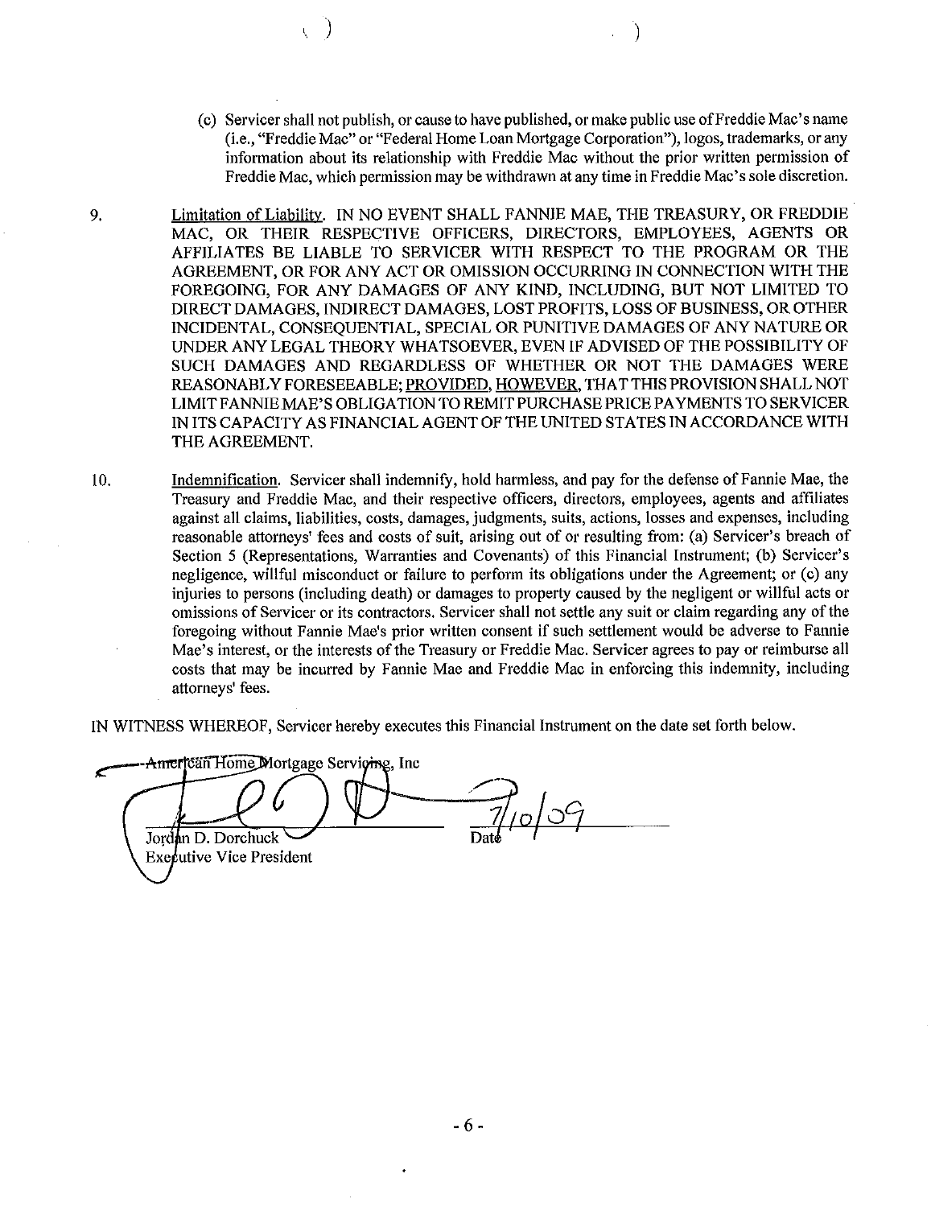(c) Servicer shall not publish, or cause to have published, or make public use of Freddie Mac's name (i.e., "Freddie Mac" or "Federal Home Loan Mortgage Corporation"), logos, trademarks, or any information about its relationship with Freddie Mac without the prior written permission of Freddie Mac, which permission may be withdrawn at any time in Freddie Mac's sole discretion.

9. Limitation of Liability. IN NO EVENT SHALL FANNIE MAE, THE TREASURY, OR FREDDIE MAC, OR THEIR RESPECTIVE OFFICERS, DIRECTORS, EMPLOYEES, AGENTS OR AFFILIATES BE LIABLE TO SERVICER WITH RESPECT TO THE PROGRAM OR THE AGREEMENT, OR FOR ANY ACT OR OMISSION OCCURRING IN CONNECTION WITH THE FOREGOING, FOR ANY DAMAGES OF ANY KIND, INCLUDING, BUT NOT LIMITED TO DIRECT DAMAGES, INDIRECT DAMAGES, LOST PROFITS, LOSS OF BUSINESS, OR OTHER INCIDENTAL, CONSEQUENTIAL, SPECIAL OR PUNITIVE DAMAGES OF ANY NATURE OR UNDER ANY LEGAL THEORY WHATSOEVER, EVEN IF ADVISED OF THE POSSIBILITY OF SUCH DAMAGES AND REGARDLESS OF WHETHER OR NOT THE DAMAGES WERE REASONABLY FORESEEABLE; PROVIDED, HOWEVER, THAT THIS PROVISION SHALL NOT LIMIT FANNIE MAE'S OBLIGATION TO REMIT PURCHASE PRICE PAYMENTS TO SERVICER IN ITS CAPACITY AS FINANCIAL AGENT OF THE UNITED STATES IN ACCORDANCE WITH THE AGREEMENT.

10. Indemnification. Servicer shall indemnify, hold harmless, and pay for the defense of Fannie Mae, the Treasury and Freddie Mac, and their respective officers, directors, employees, agents and affiliates against all claims, liabilities, costs, damages, judgments, suits, actions, losses and expenses, including reasonable attorneys' fees and costs of suit, arising out of or resulting from: (a) Servicer's breach of Section 5 (Representations, Warranties and Covenants) of this Financial Instrument; (b) Servicer's negligence, willful misconduct or failure to perform its obligations under the Agreement; or (c) any injuries to persons (including death) or damages to property caused by the negligent or willful acts or omissions of Servicer or its contractors. Servicer shall not settle any suit or claim regarding any of the foregoing without Fannie Mae's prior written consent if such settlement would be adverse to Fannie Mae's interest, or the interests of the Treasury or Freddie Mac. Servicer agrees to pay or reimburse all costs that may be incurred by Fannie Mae and Freddie Mac in enforcing this indemnity, including attorneys' fees.

IN WITNESS WHEREOF, Servicer hereby executes this Financial Instrument on the date set forth below.

American Home Mortgage Servicing, Inc

Jordan D. Dorchuck
Executive Vice President

7/10/09
Date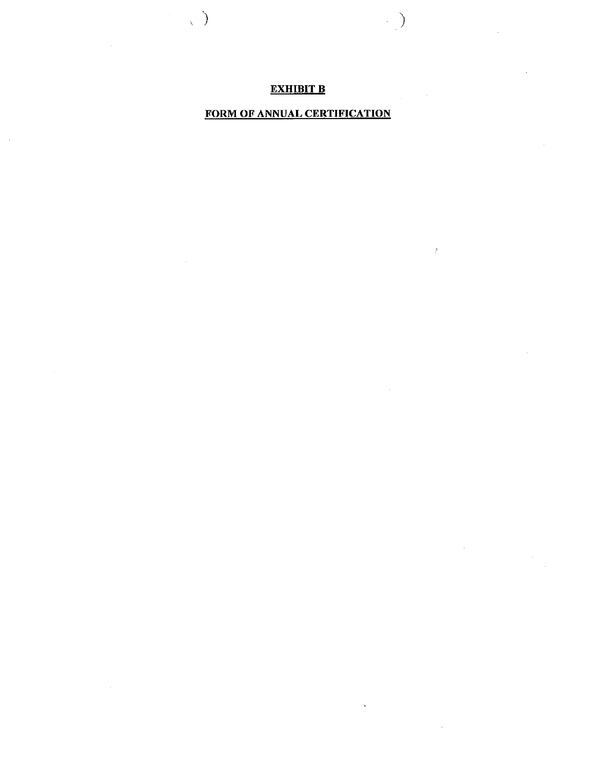# EXHIBIT B

## FORM OF ANNUAL CERTIFICATION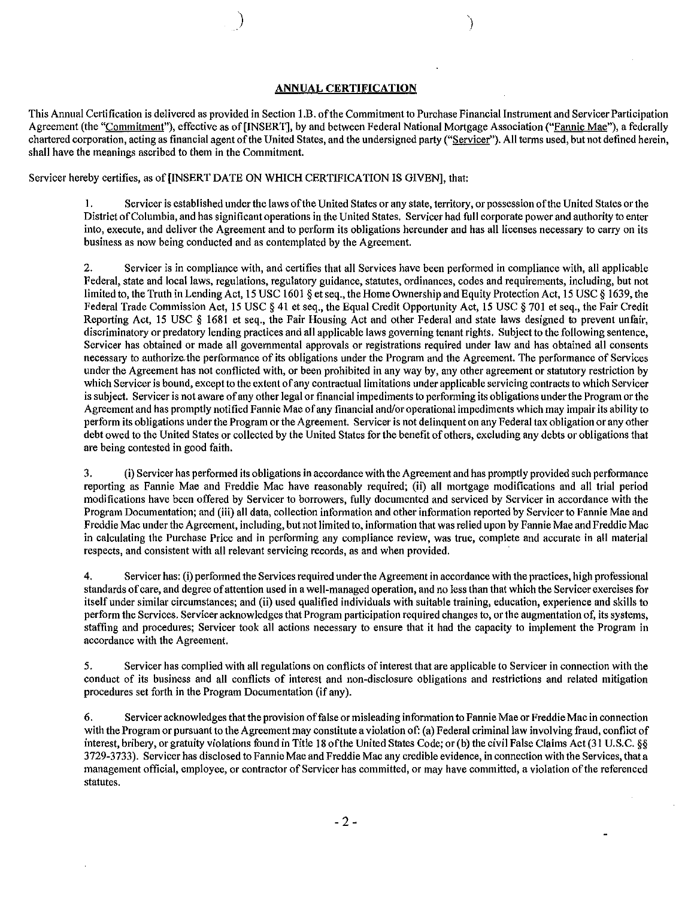## ANNUAL CERTIFICATION

This Annual Certification is delivered as provided in Section 1.B. of the Commitment to Purchase Financial Instrument and Servicer Participation Agreement (the "Commitment"), effective as of [INSERT], by and between Federal National Mortgage Association ("Fannie Mae"), a federally chartered corporation, acting as financial agent of the United States, and the undersigned party ("Servicer"). All terms used, but not defined herein, shall have the meanings ascribed to them in the Commitment.

Servicer hereby certifies, as of [INSERT DATE ON WHICH CERTIFICATION IS GIVEN], that:

1. Servicer is established under the laws of the United States or any state, territory, or possession of the United States or the District of Columbia, and has significant operations in the United States. Servicer had full corporate power and authority to enter into, execute, and deliver the Agreement and to perform its obligations hereunder and has all licenses necessary to carry on its business as now being conducted and as contemplated by the Agreement.

2. Servicer is in compliance with, and certifies that all Services have been performed in compliance with, all applicable Federal, state and local laws, regulations, regulatory guidance, statutes, ordinances, codes and requirements, including, but not limited to, the Truth in Lending Act, 15 USC 1601 § et seq., the Home Ownership and Equity Protection Act, 15 USC § 1639, the Federal Trade Commission Act, 15 USC § 41 et seq., the Equal Credit Opportunity Act, 15 USC § 701 et seq., the Fair Credit Reporting Act, 15 USC § 1681 et seq., the Fair Housing Act and other Federal and state laws designed to prevent unfair, discriminatory or predatory lending practices and all applicable laws governing tenant rights. Subject to the following sentence, Servicer has obtained or made all governmental approvals or registrations required under law and has obtained all consents necessary to authorize the performance of its obligations under the Program and the Agreement. The performance of Services under the Agreement has not conflicted with, or been prohibited in any way by, any other agreement or statutory restriction by which Servicer is bound, except to the extent of any contractual limitations under applicable servicing contracts to which Servicer is subject. Servicer is not aware of any other legal or financial impediments to performing its obligations under the Program or the Agreement and has promptly notified Fannie Mae of any financial and/or operational impediments which may impair its ability to perform its obligations under the Program or the Agreement. Servicer is not delinquent on any Federal tax obligation or any other debt owed to the United States or collected by the United States for the benefit of others, excluding any debts or obligations that are being contested in good faith.

3. (i) Servicer has performed its obligations in accordance with the Agreement and has promptly provided such performance reporting as Fannie Mae and Freddie Mac have reasonably required; (ii) all mortgage modifications and all trial period modifications have been offered by Servicer to borrowers, fully documented and serviced by Servicer in accordance with the Program Documentation; and (iii) all data, collection information and other information reported by Servicer to Fannie Mae and Freddie Mac under the Agreement, including, but not limited to, information that was relied upon by Fannie Mae and Freddie Mac in calculating the Purchase Price and in performing any compliance review, was true, complete and accurate in all material respects, and consistent with all relevant servicing records, as and when provided.

4. Servicer has: (i) performed the Services required under the Agreement in accordance with the practices, high professional standards of care, and degree of attention used in a well-managed operation, and no less than that which the Servicer exercises for itself under similar circumstances; and (ii) used qualified individuals with suitable training, education, experience and skills to perform the Services. Servicer acknowledges that Program participation required changes to, or the augmentation of, its systems, staffing and procedures; Servicer took all actions necessary to ensure that it had the capacity to implement the Program in accordance with the Agreement.

5. Servicer has complied with all regulations on conflicts of interest that are applicable to Servicer in connection with the conduct of its business and all conflicts of interest and non-disclosure obligations and restrictions and related mitigation procedures set forth in the Program Documentation (if any).

6. Servicer acknowledges that the provision of false or misleading information to Fannie Mae or Freddie Mac in connection with the Program or pursuant to the Agreement may constitute a violation of: (a) Federal criminal law involving fraud, conflict of interest, bribery, or gratuity violations found in Title 18 of the United States Code; or (b) the civil False Claims Act (31 U.S.C. §§ 3729-3733). Servicer has disclosed to Fannie Mae and Freddie Mac any credible evidence, in connection with the Services, that a management official, employee, or contractor of Servicer has committed, or may have committed, a violation of the referenced statutes.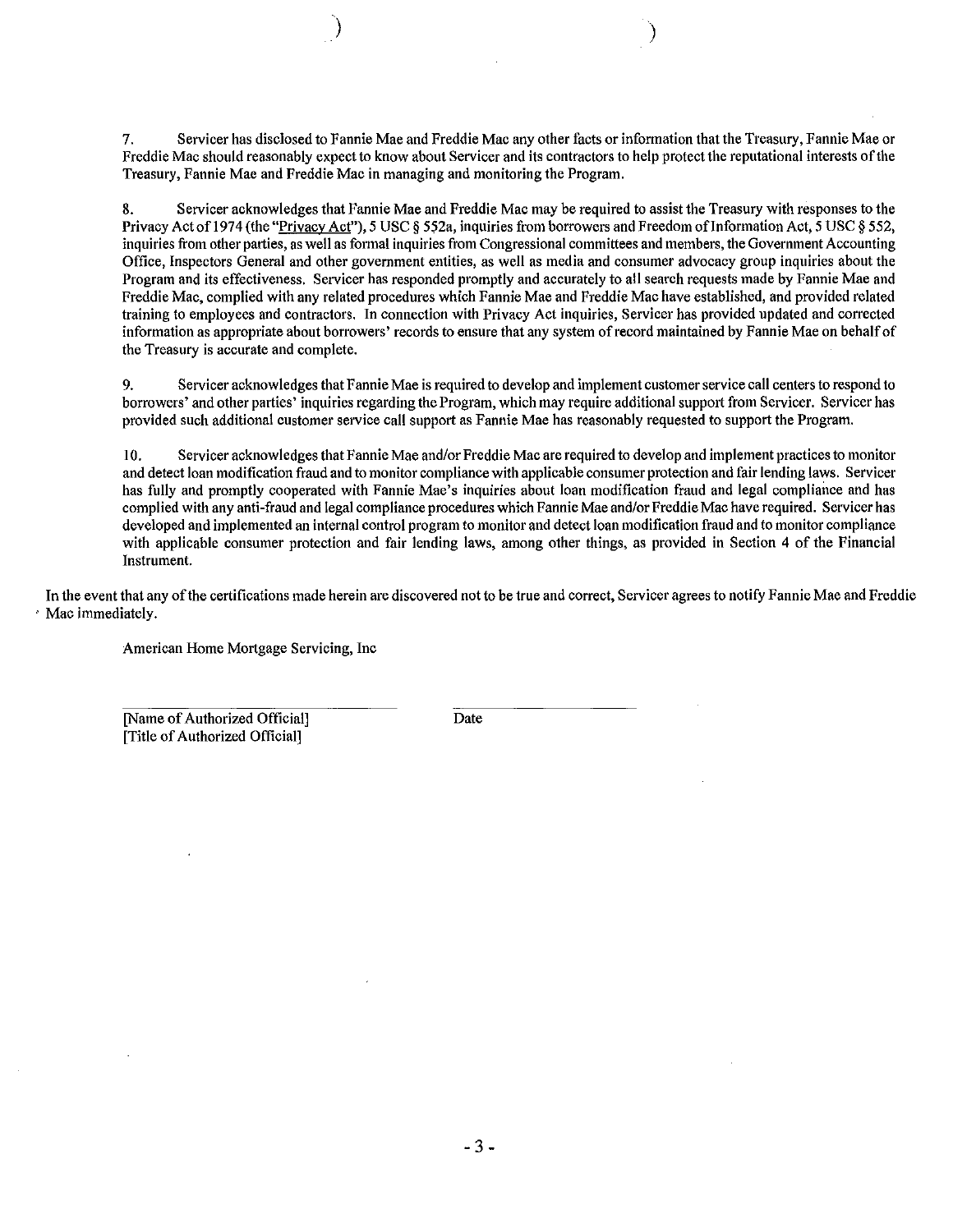7. Servicer has disclosed to Fannie Mae and Freddie Mac any other facts or information that the Treasury, Fannie Mae or Freddie Mac should reasonably expect to know about Servicer and its contractors to help protect the reputational interests of the Treasury, Fannie Mae and Freddie Mac in managing and monitoring the Program.

8. Servicer acknowledges that Fannie Mae and Freddie Mac may be required to assist the Treasury with responses to the Privacy Act of 1974 (the "Privacy Act"), 5 USC § 552a, inquiries from borrowers and Freedom of Information Act, 5 USC § 552, inquiries from other parties, as well as formal inquiries from Congressional committees and members, the Government Accounting Office, Inspectors General and other government entities, as well as media and consumer advocacy group inquiries about the Program and its effectiveness. Servicer has responded promptly and accurately to all search requests made by Fannie Mae and Freddie Mac, complied with any related procedures which Fannie Mae and Freddie Mac have established, and provided related training to employees and contractors. In connection with Privacy Act inquiries, Servicer has provided updated and corrected information as appropriate about borrowers' records to ensure that any system of record maintained by Fannie Mae on behalf of the Treasury is accurate and complete.

9. Servicer acknowledges that Fannie Mae is required to develop and implement customer service call centers to respond to borrowers' and other parties' inquiries regarding the Program, which may require additional support from Servicer. Servicer has provided such additional customer service call support as Fannie Mae has reasonably requested to support the Program.

10. Servicer acknowledges that Fannie Mae and/or Freddie Mac are required to develop and implement practices to monitor and detect loan modification fraud and to monitor compliance with applicable consumer protection and fair lending laws. Servicer has fully and promptly cooperated with Fannie Mae's inquiries about loan modification fraud and legal compliance and has complied with any anti-fraud and legal compliance procedures which Fannie Mae and/or Freddie Mac have required. Servicer has developed and implemented an internal control program to monitor and detect loan modification fraud and to monitor compliance with applicable consumer protection and fair lending laws, among other things, as provided in Section 4 of the Financial Instrument.

In the event that any of the certifications made herein are discovered not to be true and correct, Servicer agrees to notify Fannie Mae and Freddie Mac immediately.

American Home Mortgage Servicing, Inc

_____________________________ _____________________

[Name of Authorized Official] Date
[Title of Authorized Official]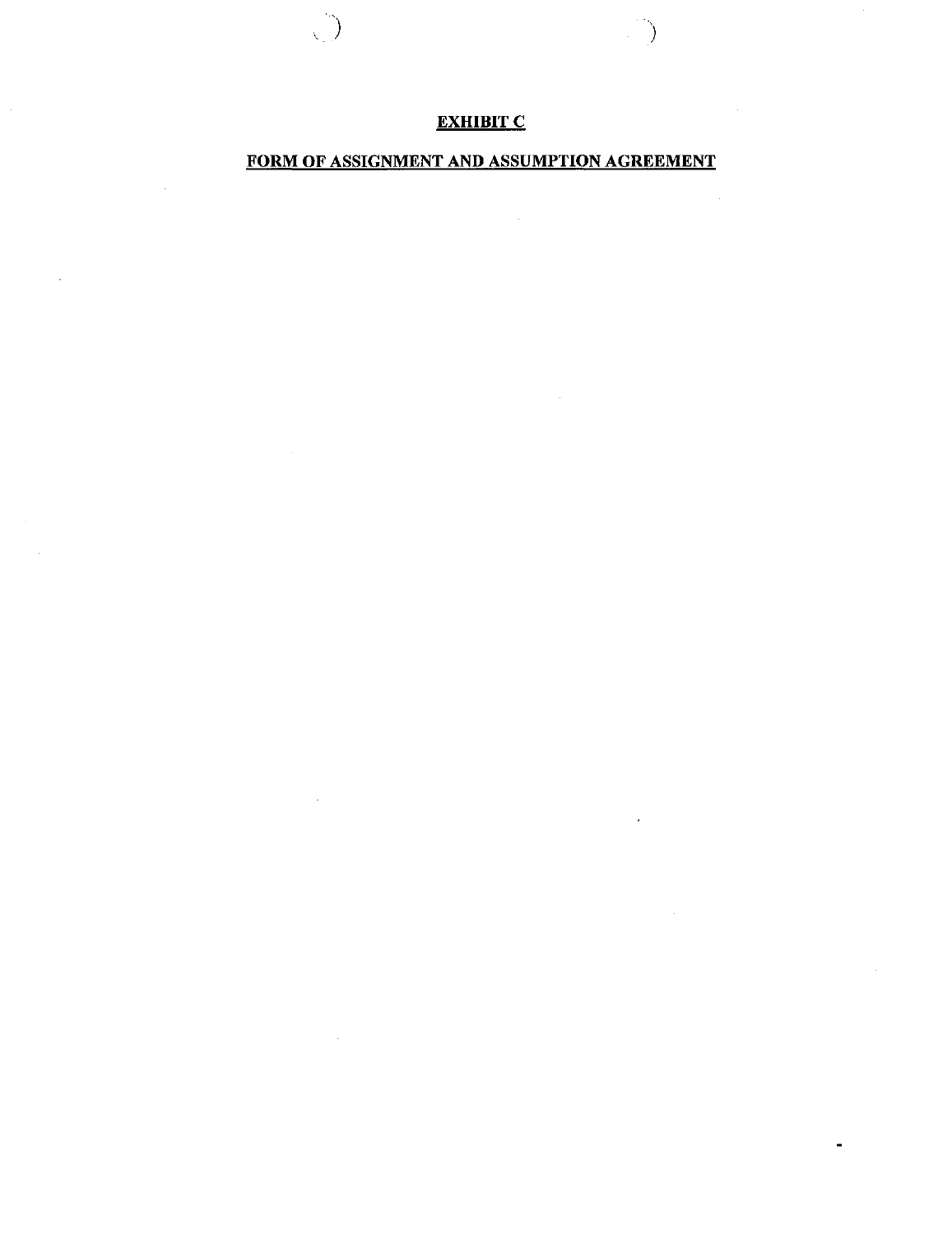**EXHIBIT C**

**FORM OF ASSIGNMENT AND ASSUMPTION AGREEMENT**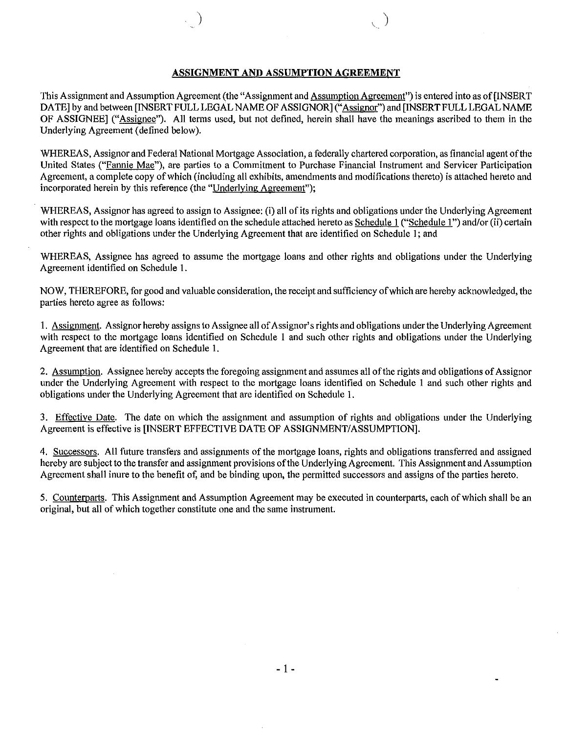# ASSIGNMENT AND ASSUMPTION AGREEMENT

This Assignment and Assumption Agreement (the "Assignment and Assumption Agreement") is entered into as of [INSERT DATE] by and between [INSERT FULL LEGAL NAME OF ASSIGNOR] ("Assignor") and [INSERT FULL LEGAL NAME OF ASSIGNEE] ("Assignee"). All terms used, but not defined, herein shall have the meanings ascribed to them in the Underlying Agreement (defined below).

WHEREAS, Assignor and Federal National Mortgage Association, a federally chartered corporation, as financial agent of the United States ("Fannie Mae"), are parties to a Commitment to Purchase Financial Instrument and Servicer Participation Agreement, a complete copy of which (including all exhibits, amendments and modifications thereto) is attached hereto and incorporated herein by this reference (the "Underlying Agreement");

WHEREAS, Assignor has agreed to assign to Assignee: (i) all of its rights and obligations under the Underlying Agreement with respect to the mortgage loans identified on the schedule attached hereto as Schedule 1 ("Schedule 1") and/or (ii) certain other rights and obligations under the Underlying Agreement that are identified on Schedule 1; and

WHEREAS, Assignee has agreed to assume the mortgage loans and other rights and obligations under the Underlying Agreement identified on Schedule 1.

NOW, THEREFORE, for good and valuable consideration, the receipt and sufficiency of which are hereby acknowledged, the parties hereto agree as follows:

1. Assignment. Assignor hereby assigns to Assignee all of Assignor's rights and obligations under the Underlying Agreement with respect to the mortgage loans identified on Schedule 1 and such other rights and obligations under the Underlying Agreement that are identified on Schedule 1.

2. Assumption. Assignee hereby accepts the foregoing assignment and assumes all of the rights and obligations of Assignor under the Underlying Agreement with respect to the mortgage loans identified on Schedule 1 and such other rights and obligations under the Underlying Agreement that are identified on Schedule 1.

3. Effective Date. The date on which the assignment and assumption of rights and obligations under the Underlying Agreement is effective is [INSERT EFFECTIVE DATE OF ASSIGNMENT/ASSUMPTION].

4. Successors. All future transfers and assignments of the mortgage loans, rights and obligations transferred and assigned hereby are subject to the transfer and assignment provisions of the Underlying Agreement. This Assignment and Assumption Agreement shall inure to the benefit of, and be binding upon, the permitted successors and assigns of the parties hereto.

5. Counterparts. This Assignment and Assumption Agreement may be executed in counterparts, each of which shall be an original, but all of which together constitute one and the same instrument.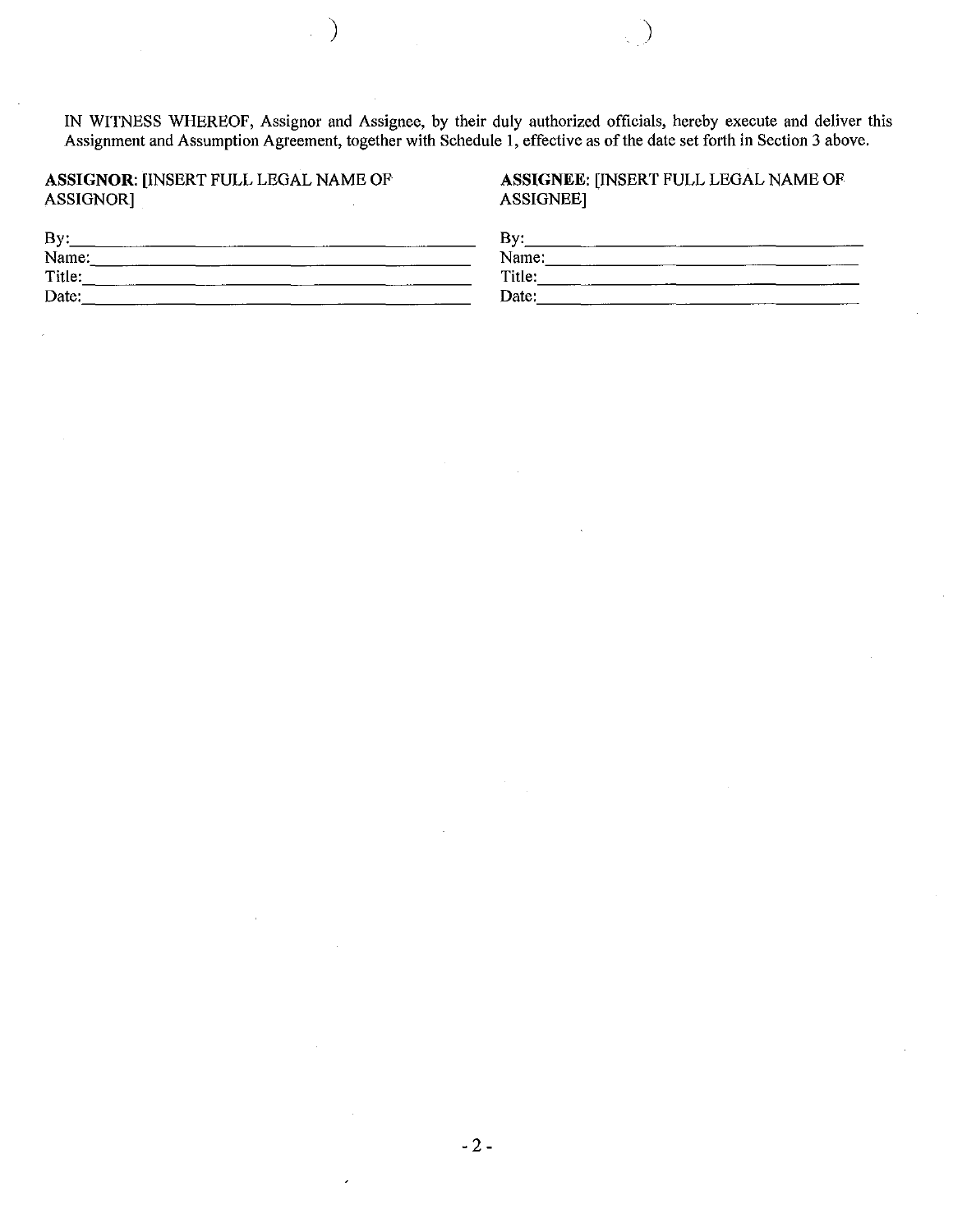IN WITNESS WHEREOF, Assignor and Assignee, by their duly authorized officials, hereby execute and deliver this Assignment and Assumption Agreement, together with Schedule 1, effective as of the date set forth in Section 3 above.

**ASSIGNOR**: [INSERT FULL LEGAL NAME OF ASSIGNOR]

By:\_\_\_\_\_\_\_\_\_\_\_\_\_\_\_\_\_\_\_\_\_\_\_\_\_\_\_\_\_\_
Name:\_\_\_\_\_\_\_\_\_\_\_\_\_\_\_\_\_\_\_\_\_\_\_\_\_\_\_\_
Title:\_\_\_\_\_\_\_\_\_\_\_\_\_\_\_\_\_\_\_\_\_\_\_\_\_\_\_\_
Date:\_\_\_\_\_\_\_\_\_\_\_\_\_\_\_\_\_\_\_\_\_\_\_\_\_\_\_\_

**ASSIGNEE**: [INSERT FULL LEGAL NAME OF ASSIGNEE]

By:\_\_\_\_\_\_\_\_\_\_\_\_\_\_\_\_\_\_\_\_\_\_\_\_\_\_\_\_\_\_
Name:\_\_\_\_\_\_\_\_\_\_\_\_\_\_\_\_\_\_\_\_\_\_\_\_\_\_\_\_
Title:\_\_\_\_\_\_\_\_\_\_\_\_\_\_\_\_\_\_\_\_\_\_\_\_\_\_\_\_
Date:\_\_\_\_\_\_\_\_\_\_\_\_\_\_\_\_\_\_\_\_\_\_\_\_\_\_\_\_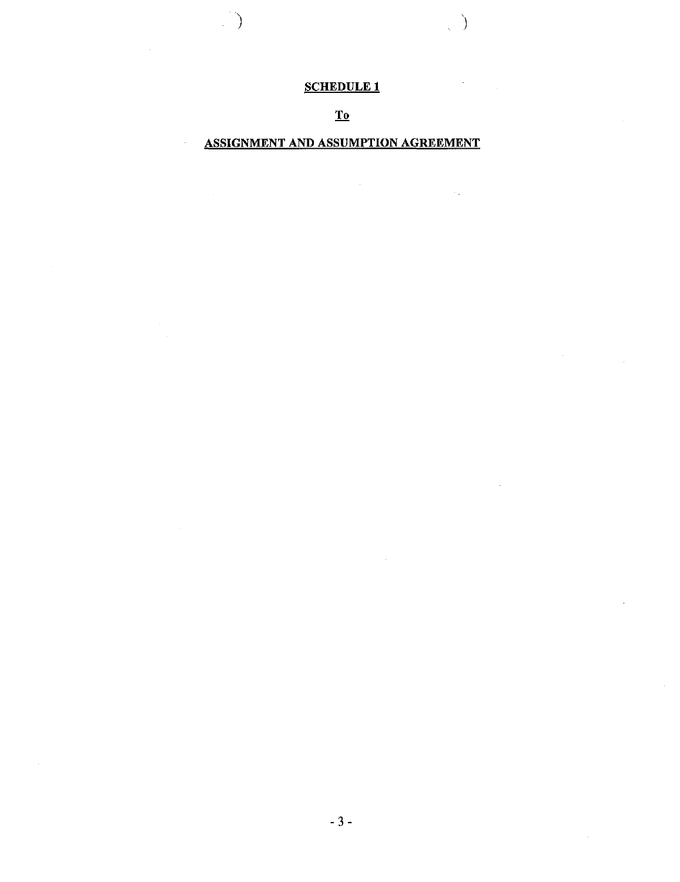**SCHEDULE 1**

**To**

**ASSIGNMENT AND ASSUMPTION AGREEMENT**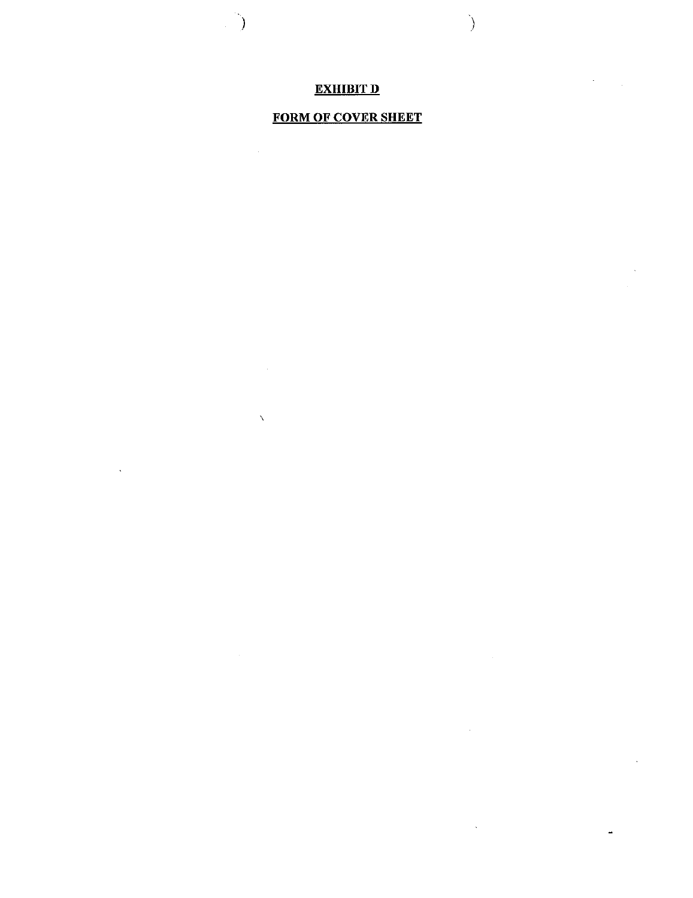# EXHIBIT D

## FORM OF COVER SHEET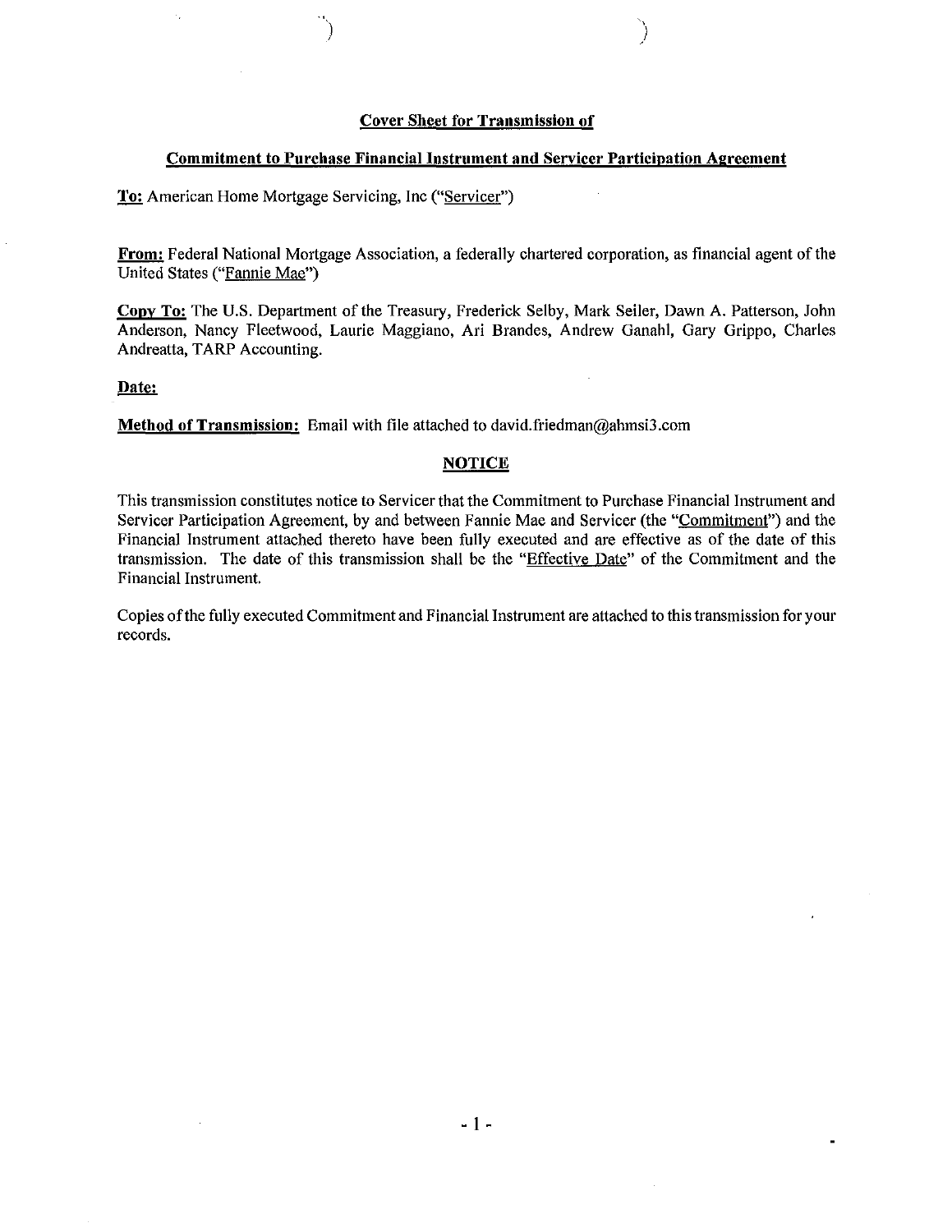**Cover Sheet for Transmission of**

**Commitment to Purchase Financial Instrument and Servicer Participation Agreement**

**To:** American Home Mortgage Servicing, Inc ("Servicer")

**From:** Federal National Mortgage Association, a federally chartered corporation, as financial agent of the United States ("Fannie Mae")

**Copy To:** The U.S. Department of the Treasury, Frederick Selby, Mark Seiler, Dawn A. Patterson, John Anderson, Nancy Fleetwood, Laurie Maggiano, Ari Brandes, Andrew Ganahl, Gary Grippo, Charles Andreatta, TARP Accounting.

**Date:**

**Method of Transmission:** Email with file attached to david.friedman@ahmsi3.com

**NOTICE**

This transmission constitutes notice to Servicer that the Commitment to Purchase Financial Instrument and Servicer Participation Agreement, by and between Fannie Mae and Servicer (the "Commitment") and the Financial Instrument attached thereto have been fully executed and are effective as of the date of this transmission. The date of this transmission shall be the "Effective Date" of the Commitment and the Financial Instrument.

Copies of the fully executed Commitment and Financial Instrument are attached to this transmission for your records.